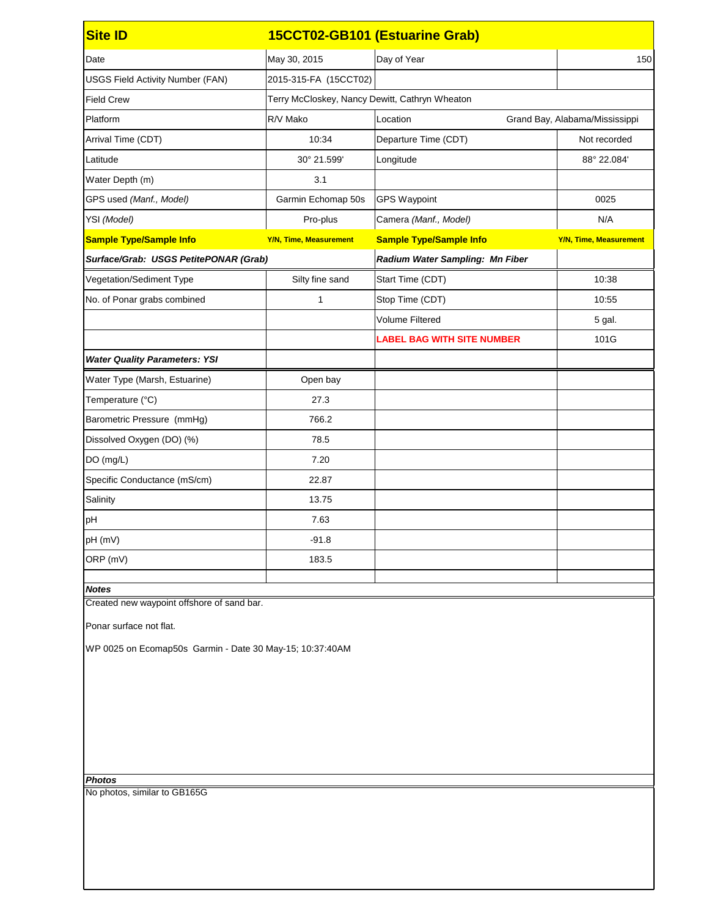| Site ID | 15CCT02-GB101 (Estuarine Grab) | | |
|---|---|---|---|
| Date | May 30, 2015 | Day of Year | 150 |
| USGS Field Activity Number (FAN) | 2015-315-FA (15CCT02) | | |
| Field Crew | Terry McCloskey, Nancy Dewitt, Cathryn Wheaton | | |
| Platform | R/V Mako | Location | Grand Bay, Alabama/Mississippi |
| Arrival Time (CDT) | 10:34 | Departure Time (CDT) | Not recorded |
| Latitude | 30° 21.599' | Longitude | 88° 22.084' |
| Water Depth (m) | 3.1 | | |
| GPS used *(Manf., Model)* | Garmin Echomap 50s | GPS Waypoint | 0025 |
| YSI *(Model)* | Pro-plus | Camera *(Manf., Model)* | N/A |
| **Sample Type/Sample Info** | **Y/N, Time, Measurement** | **Sample Type/Sample Info** | **Y/N, Time, Measurement** |
| ***Surface/Grab: USGS PetitePONAR (Grab)*** | | ***Radium Water Sampling: Mn Fiber*** | |
| Vegetation/Sediment Type | Silty fine sand | Start Time (CDT) | 10:38 |
| No. of Ponar grabs combined | 1 | Stop Time (CDT) | 10:55 |
| | | Volume Filtered | 5 gal. |
| | | **LABEL BAG WITH SITE NUMBER** | 101G |
| ***Water Quality Parameters: YSI*** | | | |
| Water Type (Marsh, Estuarine) | Open bay | | |
| Temperature (°C) | 27.3 | | |
| Barometric Pressure (mmHg) | 766.2 | | |
| Dissolved Oxygen (DO) (%) | 78.5 | | |
| DO (mg/L) | 7.20 | | |
| Specific Conductance (mS/cm) | 22.87 | | |
| Salinity | 13.75 | | |
| pH | 7.63 | | |
| pH (mV) | -91.8 | | |
| ORP (mV) | 183.5 | | |

***Notes***

Created new waypoint offshore of sand bar.

Ponar surface not flat.

WP 0025 on Ecomap50s Garmin - Date 30 May-15; 10:37:40AM

***Photos***

No photos, similar to GB165G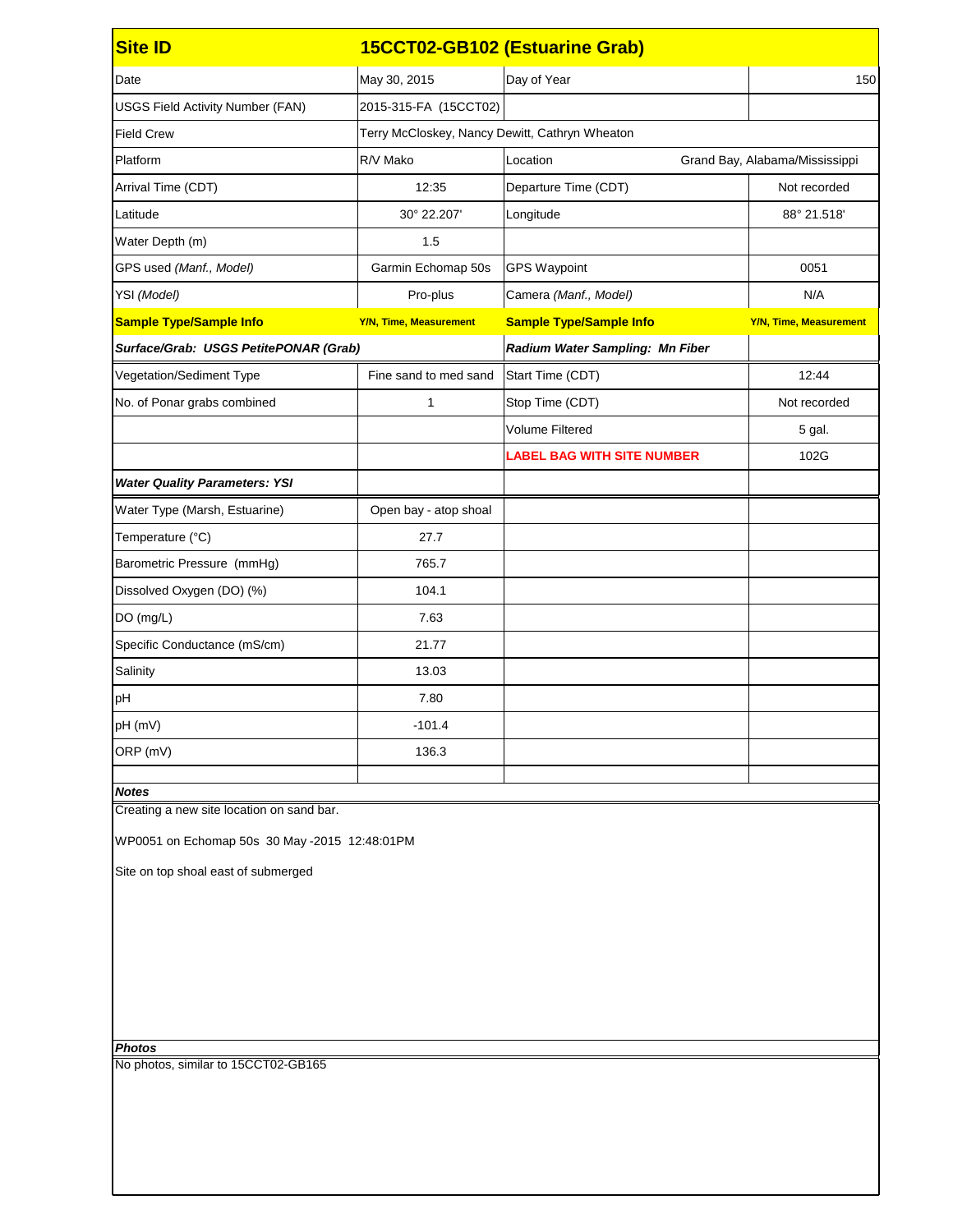| Site ID | 15CCT02-GB102 (Estuarine Grab) | | |
|---|---|---|---|
| Date | May 30, 2015 | Day of Year | 150 |
| USGS Field Activity Number (FAN) | 2015-315-FA (15CCT02) | | |
| Field Crew | Terry McCloskey, Nancy Dewitt, Cathryn Wheaton | | |
| Platform | R/V Mako | Location | Grand Bay, Alabama/Mississippi |
| Arrival Time (CDT) | 12:35 | Departure Time (CDT) | Not recorded |
| Latitude | 30° 22.207' | Longitude | 88° 21.518' |
| Water Depth (m) | 1.5 | | |
| GPS used *(Manf., Model)* | Garmin Echomap 50s | GPS Waypoint | 0051 |
| YSI *(Model)* | Pro-plus | Camera *(Manf., Model)* | N/A |
| **Sample Type/Sample Info** | **Y/N, Time, Measurement** | **Sample Type/Sample Info** | **Y/N, Time, Measurement** |
| ***Surface/Grab: USGS PetitePONAR (Grab)*** | | ***Radium Water Sampling: Mn Fiber*** | |
| Vegetation/Sediment Type | Fine sand to med sand | Start Time (CDT) | 12:44 |
| No. of Ponar grabs combined | 1 | Stop Time (CDT) | Not recorded |
| | | Volume Filtered | 5 gal. |
| | | **LABEL BAG WITH SITE NUMBER** | 102G |
| ***Water Quality Parameters: YSI*** | | | |
| Water Type (Marsh, Estuarine) | Open bay - atop shoal | | |
| Temperature (°C) | 27.7 | | |
| Barometric Pressure (mmHg) | 765.7 | | |
| Dissolved Oxygen (DO) (%) | 104.1 | | |
| DO (mg/L) | 7.63 | | |
| Specific Conductance (mS/cm) | 21.77 | | |
| Salinity | 13.03 | | |
| pH | 7.80 | | |
| pH (mV) | -101.4 | | |
| ORP (mV) | 136.3 | | |

***Notes***

Creating a new site location on sand bar.

WP0051 on Echomap 50s 30 May -2015 12:48:01PM

Site on top shoal east of submerged

***Photos***

No photos, similar to 15CCT02-GB165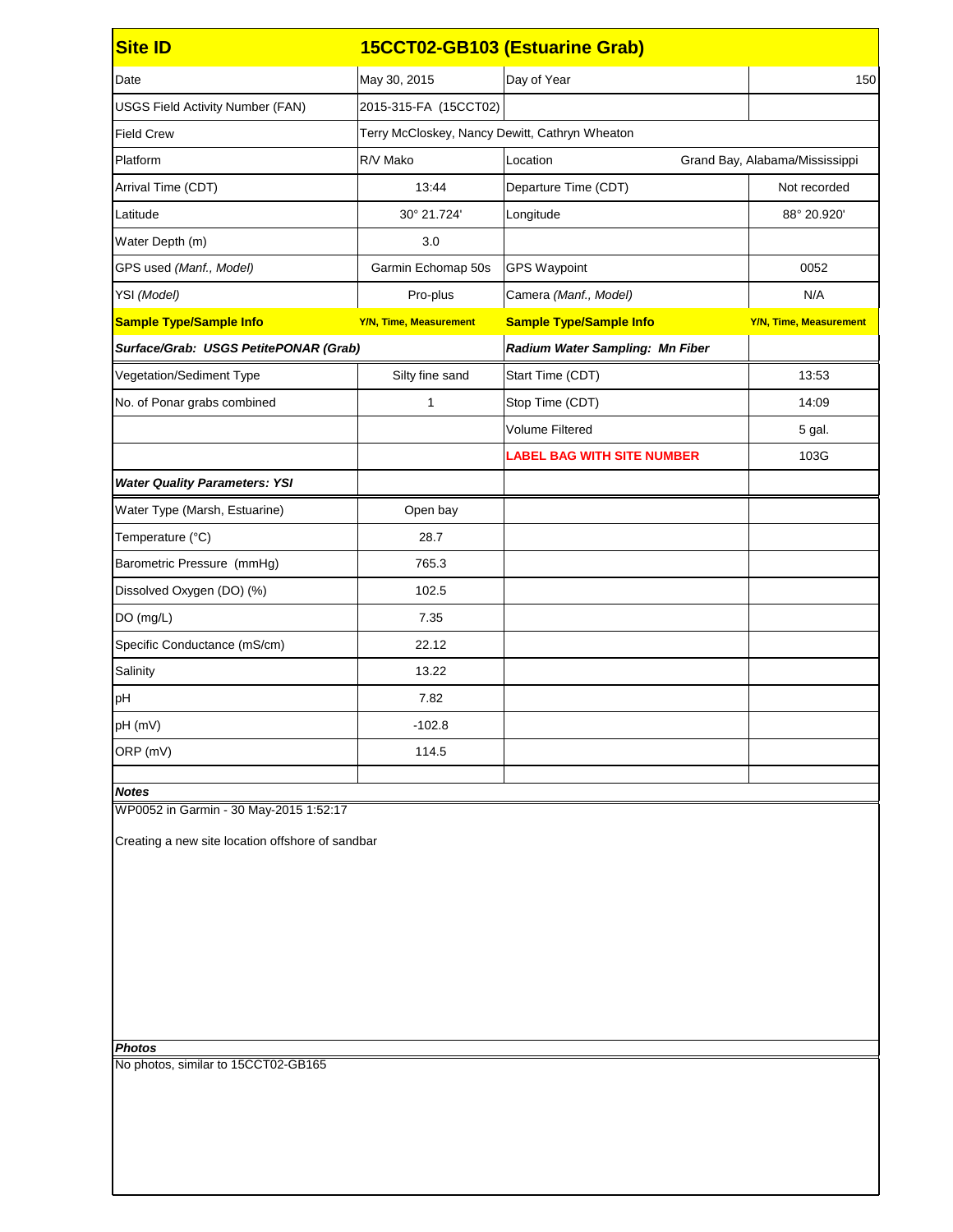| Site ID | 15CCT02-GB103 (Estuarine Grab) | | |
|---|---|---|---|
| Date | May 30, 2015 | Day of Year | 150 |
| USGS Field Activity Number (FAN) | 2015-315-FA (15CCT02) | | |
| Field Crew | Terry McCloskey, Nancy Dewitt, Cathryn Wheaton | | |
| Platform | R/V Mako | Location | Grand Bay, Alabama/Mississippi |
| Arrival Time (CDT) | 13:44 | Departure Time (CDT) | Not recorded |
| Latitude | 30° 21.724' | Longitude | 88° 20.920' |
| Water Depth (m) | 3.0 | | |
| GPS used *(Manf., Model)* | Garmin Echomap 50s | GPS Waypoint | 0052 |
| YSI *(Model)* | Pro-plus | Camera *(Manf., Model)* | N/A |
| **Sample Type/Sample Info** | **Y/N, Time, Measurement** | **Sample Type/Sample Info** | **Y/N, Time, Measurement** |
| ***Surface/Grab: USGS PetitePONAR (Grab)*** | | ***Radium Water Sampling: Mn Fiber*** | |
| Vegetation/Sediment Type | Silty fine sand | Start Time (CDT) | 13:53 |
| No. of Ponar grabs combined | 1 | Stop Time (CDT) | 14:09 |
| | | Volume Filtered | 5 gal. |
| | | **LABEL BAG WITH SITE NUMBER** | 103G |
| ***Water Quality Parameters: YSI*** | | | |
| Water Type (Marsh, Estuarine) | Open bay | | |
| Temperature (°C) | 28.7 | | |
| Barometric Pressure (mmHg) | 765.3 | | |
| Dissolved Oxygen (DO) (%) | 102.5 | | |
| DO (mg/L) | 7.35 | | |
| Specific Conductance (mS/cm) | 22.12 | | |
| Salinity | 13.22 | | |
| pH | 7.82 | | |
| pH (mV) | -102.8 | | |
| ORP (mV) | 114.5 | | |

***Notes***

WP0052 in Garmin - 30 May-2015 1:52:17

Creating a new site location offshore of sandbar

***Photos***

No photos, similar to 15CCT02-GB165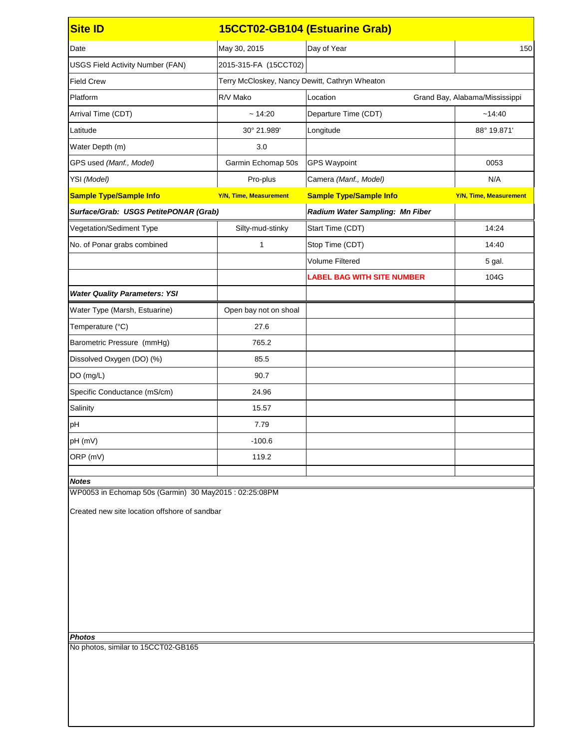| Site ID | 15CCT02-GB104 (Estuarine Grab) | | |
|---|---|---|---|
| Date | May 30, 2015 | Day of Year | 150 |
| USGS Field Activity Number (FAN) | 2015-315-FA (15CCT02) | | |
| Field Crew | Terry McCloskey, Nancy Dewitt, Cathryn Wheaton | | |
| Platform | R/V Mako | Location | Grand Bay, Alabama/Mississippi |
| Arrival Time (CDT) | ~ 14:20 | Departure Time (CDT) | ~14:40 |
| Latitude | 30° 21.989' | Longitude | 88° 19.871' |
| Water Depth (m) | 3.0 | | |
| GPS used *(Manf., Model)* | Garmin Echomap 50s | GPS Waypoint | 0053 |
| YSI *(Model)* | Pro-plus | Camera *(Manf., Model)* | N/A |
| **Sample Type/Sample Info** | **Y/N, Time, Measurement** | **Sample Type/Sample Info** | **Y/N, Time, Measurement** |
| ***Surface/Grab: USGS PetitePONAR (Grab)*** | | ***Radium Water Sampling: Mn Fiber*** | |
| Vegetation/Sediment Type | Silty-mud-stinky | Start Time (CDT) | 14:24 |
| No. of Ponar grabs combined | 1 | Stop Time (CDT) | 14:40 |
| | | Volume Filtered | 5 gal. |
| | | **LABEL BAG WITH SITE NUMBER** | 104G |
| ***Water Quality Parameters: YSI*** | | | |
| Water Type (Marsh, Estuarine) | Open bay not on shoal | | |
| Temperature (°C) | 27.6 | | |
| Barometric Pressure (mmHg) | 765.2 | | |
| Dissolved Oxygen (DO) (%) | 85.5 | | |
| DO (mg/L) | 90.7 | | |
| Specific Conductance (mS/cm) | 24.96 | | |
| Salinity | 15.57 | | |
| pH | 7.79 | | |
| pH (mV) | -100.6 | | |
| ORP (mV) | 119.2 | | |

***Notes***

WP0053 in Echomap 50s (Garmin) 30 May2015 : 02:25:08PM

Created new site location offshore of sandbar

***Photos***

No photos, similar to 15CCT02-GB165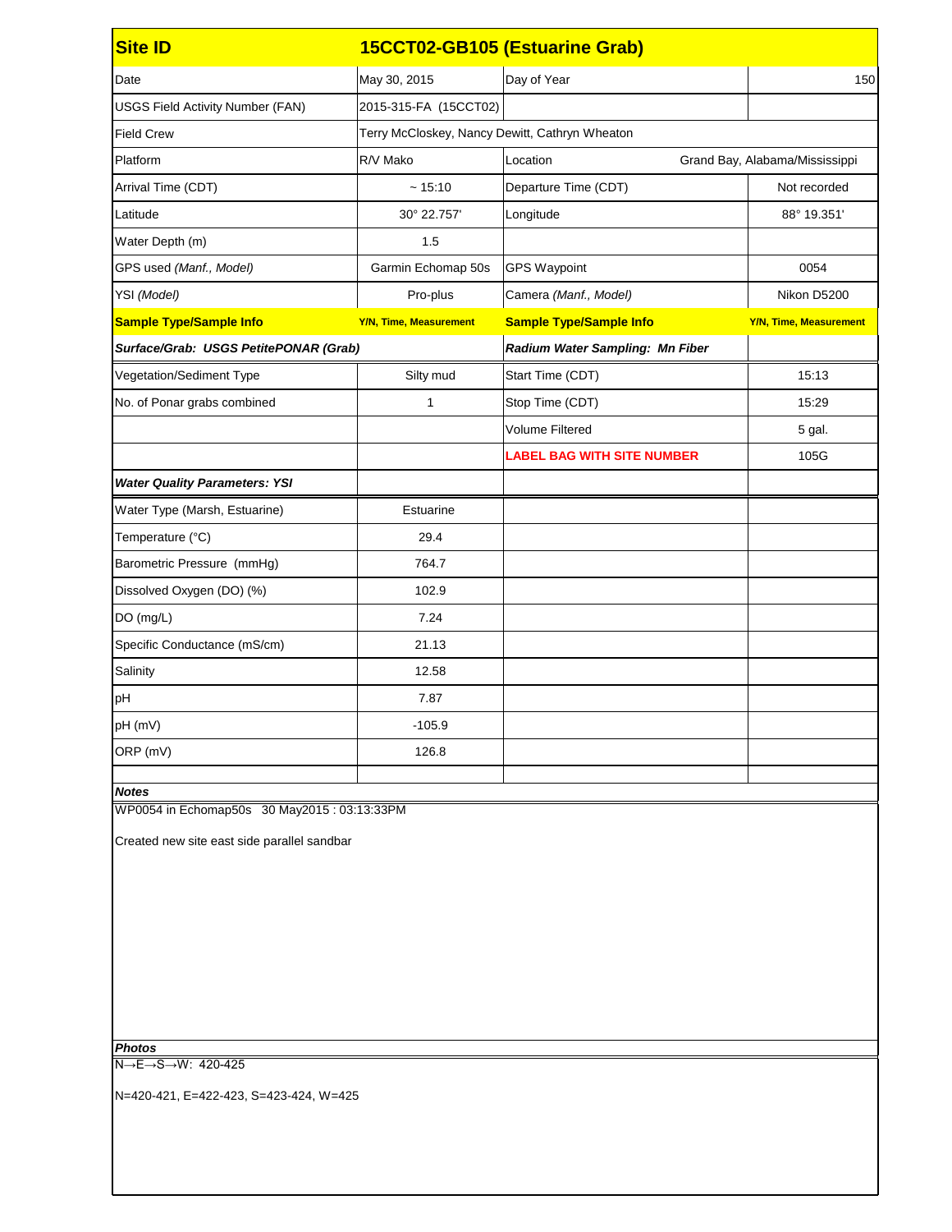| Site ID | 15CCT02-GB105 (Estuarine Grab) | | |
|---|---|---|---|
| Date | May 30, 2015 | Day of Year | 150 |
| USGS Field Activity Number (FAN) | 2015-315-FA (15CCT02) | | |
| Field Crew | Terry McCloskey, Nancy Dewitt, Cathryn Wheaton | | |
| Platform | R/V Mako | Location | Grand Bay, Alabama/Mississippi |
| Arrival Time (CDT) | ~ 15:10 | Departure Time (CDT) | Not recorded |
| Latitude | 30° 22.757' | Longitude | 88° 19.351' |
| Water Depth (m) | 1.5 | | |
| GPS used *(Manf., Model)* | Garmin Echomap 50s | GPS Waypoint | 0054 |
| YSI *(Model)* | Pro-plus | Camera *(Manf., Model)* | Nikon D5200 |
| **Sample Type/Sample Info** | **Y/N, Time, Measurement** | **Sample Type/Sample Info** | **Y/N, Time, Measurement** |
| ***Surface/Grab: USGS PetitePONAR (Grab)*** | | ***Radium Water Sampling: Mn Fiber*** | |
| Vegetation/Sediment Type | Silty mud | Start Time (CDT) | 15:13 |
| No. of Ponar grabs combined | 1 | Stop Time (CDT) | 15:29 |
| | | Volume Filtered | 5 gal. |
| | | **LABEL BAG WITH SITE NUMBER** | 105G |
| ***Water Quality Parameters: YSI*** | | | |
| Water Type (Marsh, Estuarine) | Estuarine | | |
| Temperature (°C) | 29.4 | | |
| Barometric Pressure (mmHg) | 764.7 | | |
| Dissolved Oxygen (DO) (%) | 102.9 | | |
| DO (mg/L) | 7.24 | | |
| Specific Conductance (mS/cm) | 21.13 | | |
| Salinity | 12.58 | | |
| pH | 7.87 | | |
| pH (mV) | -105.9 | | |
| ORP (mV) | 126.8 | | |

***Notes***

WP0054 in Echomap50s 30 May2015 : 03:13:33PM

Created new site east side parallel sandbar

***Photos***

N→E→S→W: 420-425

N=420-421, E=422-423, S=423-424, W=425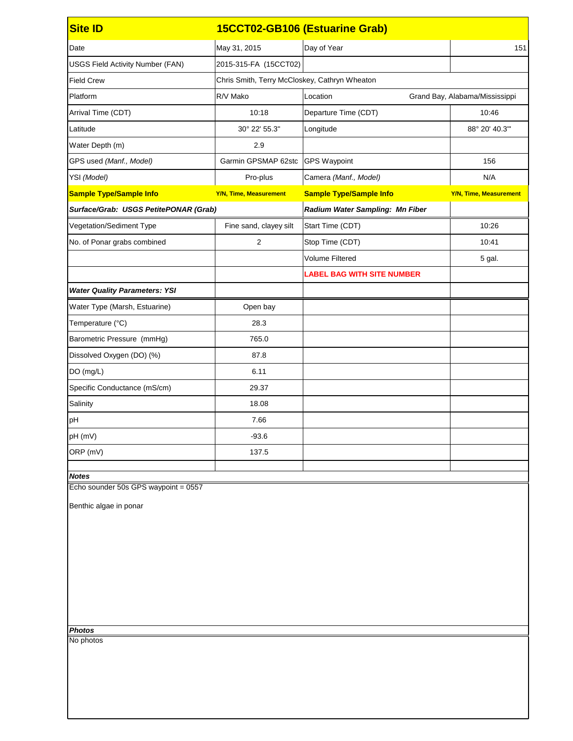| Site ID | 15CCT02-GB106 (Estuarine Grab) | | |
|---|---|---|---|
| Date | May 31, 2015 | Day of Year | 151 |
| USGS Field Activity Number (FAN) | 2015-315-FA (15CCT02) | | |
| Field Crew | Chris Smith, Terry McCloskey, Cathryn Wheaton | | |
| Platform | R/V Mako | Location | Grand Bay, Alabama/Mississippi |
| Arrival Time (CDT) | 10:18 | Departure Time (CDT) | 10:46 |
| Latitude | 30° 22' 55.3" | Longitude | 88° 20' 40.3'" |
| Water Depth (m) | 2.9 | | |
| GPS used *(Manf., Model)* | Garmin GPSMAP 62stc | GPS Waypoint | 156 |
| YSI *(Model)* | Pro-plus | Camera *(Manf., Model)* | N/A |
| **Sample Type/Sample Info** | **Y/N, Time, Measurement** | **Sample Type/Sample Info** | **Y/N, Time, Measurement** |
| ***Surface/Grab: USGS PetitePONAR (Grab)*** | | ***Radium Water Sampling: Mn Fiber*** | |
| Vegetation/Sediment Type | Fine sand, clayey silt | Start Time (CDT) | 10:26 |
| No. of Ponar grabs combined | 2 | Stop Time (CDT) | 10:41 |
| | | Volume Filtered | 5 gal. |
| | | **LABEL BAG WITH SITE NUMBER** | |
| ***Water Quality Parameters: YSI*** | | | |
| Water Type (Marsh, Estuarine) | Open bay | | |
| Temperature (°C) | 28.3 | | |
| Barometric Pressure (mmHg) | 765.0 | | |
| Dissolved Oxygen (DO) (%) | 87.8 | | |
| DO (mg/L) | 6.11 | | |
| Specific Conductance (mS/cm) | 29.37 | | |
| Salinity | 18.08 | | |
| pH | 7.66 | | |
| pH (mV) | -93.6 | | |
| ORP (mV) | 137.5 | | |

***Notes***

Echo sounder 50s GPS waypoint = 0557

Benthic algae in ponar

***Photos***

No photos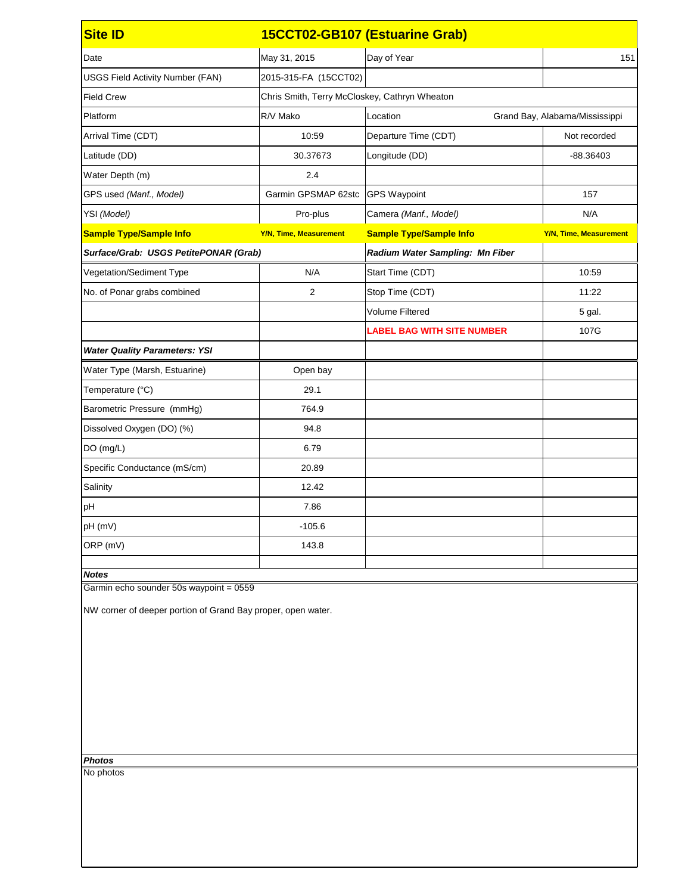| Site ID | 15CCT02-GB107 (Estuarine Grab) | | |
|---|---|---|---|
| Date | May 31, 2015 | Day of Year | 151 |
| USGS Field Activity Number (FAN) | 2015-315-FA (15CCT02) | | |
| Field Crew | Chris Smith, Terry McCloskey, Cathryn Wheaton | | |
| Platform | R/V Mako | Location | Grand Bay, Alabama/Mississippi |
| Arrival Time (CDT) | 10:59 | Departure Time (CDT) | Not recorded |
| Latitude (DD) | 30.37673 | Longitude (DD) | -88.36403 |
| Water Depth (m) | 2.4 | | |
| GPS used *(Manf., Model)* | Garmin GPSMAP 62stc | GPS Waypoint | 157 |
| YSI *(Model)* | Pro-plus | Camera *(Manf., Model)* | N/A |
| **Sample Type/Sample Info** | **Y/N, Time, Measurement** | **Sample Type/Sample Info** | **Y/N, Time, Measurement** |
| ***Surface/Grab: USGS PetitePONAR (Grab)*** | | ***Radium Water Sampling: Mn Fiber*** | |
| Vegetation/Sediment Type | N/A | Start Time (CDT) | 10:59 |
| No. of Ponar grabs combined | 2 | Stop Time (CDT) | 11:22 |
| | | Volume Filtered | 5 gal. |
| | | **LABEL BAG WITH SITE NUMBER** | 107G |
| ***Water Quality Parameters: YSI*** | | | |
| Water Type (Marsh, Estuarine) | Open bay | | |
| Temperature (°C) | 29.1 | | |
| Barometric Pressure (mmHg) | 764.9 | | |
| Dissolved Oxygen (DO) (%) | 94.8 | | |
| DO (mg/L) | 6.79 | | |
| Specific Conductance (mS/cm) | 20.89 | | |
| Salinity | 12.42 | | |
| pH | 7.86 | | |
| pH (mV) | -105.6 | | |
| ORP (mV) | 143.8 | | |

***Notes***

Garmin echo sounder 50s waypoint = 0559

NW corner of deeper portion of Grand Bay proper, open water.

***Photos***

No photos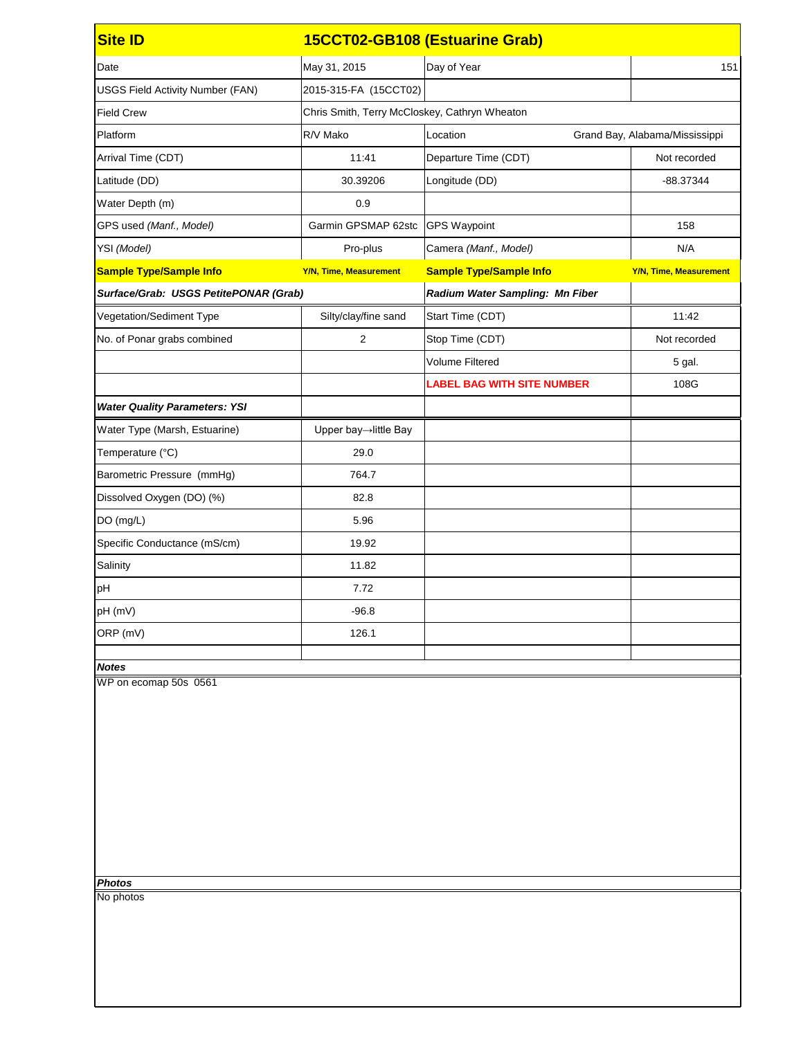| Site ID | 15CCT02-GB108 (Estuarine Grab) | | |
|---|---|---|---|
| Date | May 31, 2015 | Day of Year | 151 |
| USGS Field Activity Number (FAN) | 2015-315-FA (15CCT02) | | |
| Field Crew | Chris Smith, Terry McCloskey, Cathryn Wheaton | | |
| Platform | R/V Mako | Location | Grand Bay, Alabama/Mississippi |
| Arrival Time (CDT) | 11:41 | Departure Time (CDT) | Not recorded |
| Latitude (DD) | 30.39206 | Longitude (DD) | -88.37344 |
| Water Depth (m) | 0.9 | | |
| GPS used *(Manf., Model)* | Garmin GPSMAP 62stc | GPS Waypoint | 158 |
| YSI *(Model)* | Pro-plus | Camera *(Manf., Model)* | N/A |
| **Sample Type/Sample Info** | **Y/N, Time, Measurement** | **Sample Type/Sample Info** | **Y/N, Time, Measurement** |
| ***Surface/Grab: USGS PetitePONAR (Grab)*** | | ***Radium Water Sampling: Mn Fiber*** | |
| Vegetation/Sediment Type | Silty/clay/fine sand | Start Time (CDT) | 11:42 |
| No. of Ponar grabs combined | 2 | Stop Time (CDT) | Not recorded |
| | | Volume Filtered | 5 gal. |
| | | **LABEL BAG WITH SITE NUMBER** | 108G |
| ***Water Quality Parameters: YSI*** | | | |
| Water Type (Marsh, Estuarine) | Upper bay→little Bay | | |
| Temperature (°C) | 29.0 | | |
| Barometric Pressure (mmHg) | 764.7 | | |
| Dissolved Oxygen (DO) (%) | 82.8 | | |
| DO (mg/L) | 5.96 | | |
| Specific Conductance (mS/cm) | 19.92 | | |
| Salinity | 11.82 | | |
| pH | 7.72 | | |
| pH (mV) | -96.8 | | |
| ORP (mV) | 126.1 | | |

***Notes***

WP on ecomap 50s 0561

***Photos***

No photos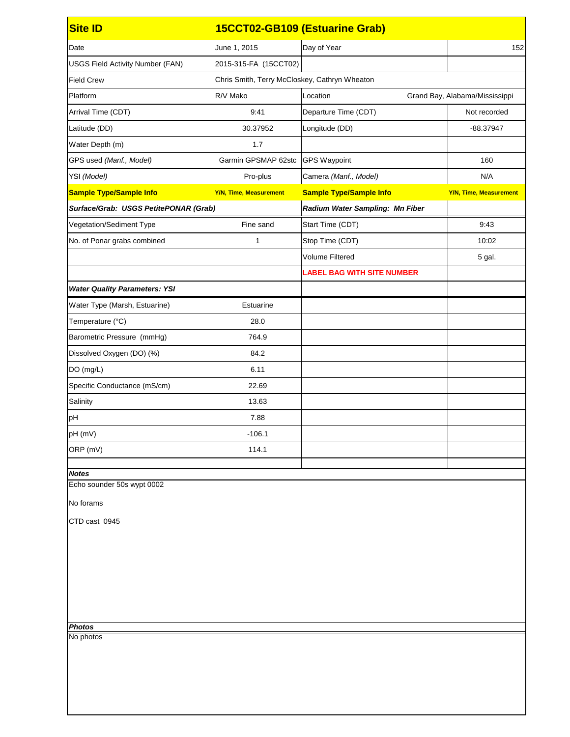| Site ID | 15CCT02-GB109 (Estuarine Grab) | | |
|---|---|---|---|
| Date | June 1, 2015 | Day of Year | 152 |
| USGS Field Activity Number (FAN) | 2015-315-FA (15CCT02) | | |
| Field Crew | Chris Smith, Terry McCloskey, Cathryn Wheaton | | |
| Platform | R/V Mako | Location | Grand Bay, Alabama/Mississippi |
| Arrival Time (CDT) | 9:41 | Departure Time (CDT) | Not recorded |
| Latitude (DD) | 30.37952 | Longitude (DD) | -88.37947 |
| Water Depth (m) | 1.7 | | |
| GPS used *(Manf., Model)* | Garmin GPSMAP 62stc | GPS Waypoint | 160 |
| YSI *(Model)* | Pro-plus | Camera *(Manf., Model)* | N/A |
| **Sample Type/Sample Info** | **Y/N, Time, Measurement** | **Sample Type/Sample Info** | **Y/N, Time, Measurement** |
| ***Surface/Grab: USGS PetitePONAR (Grab)*** | | ***Radium Water Sampling: Mn Fiber*** | |
| Vegetation/Sediment Type | Fine sand | Start Time (CDT) | 9:43 |
| No. of Ponar grabs combined | 1 | Stop Time (CDT) | 10:02 |
| | | Volume Filtered | 5 gal. |
| | | **LABEL BAG WITH SITE NUMBER** | |
| ***Water Quality Parameters: YSI*** | | | |
| Water Type (Marsh, Estuarine) | Estuarine | | |
| Temperature (°C) | 28.0 | | |
| Barometric Pressure (mmHg) | 764.9 | | |
| Dissolved Oxygen (DO) (%) | 84.2 | | |
| DO (mg/L) | 6.11 | | |
| Specific Conductance (mS/cm) | 22.69 | | |
| Salinity | 13.63 | | |
| pH | 7.88 | | |
| pH (mV) | -106.1 | | |
| ORP (mV) | 114.1 | | |

***Notes***

Echo sounder 50s wypt 0002

No forams

CTD cast 0945

***Photos***

No photos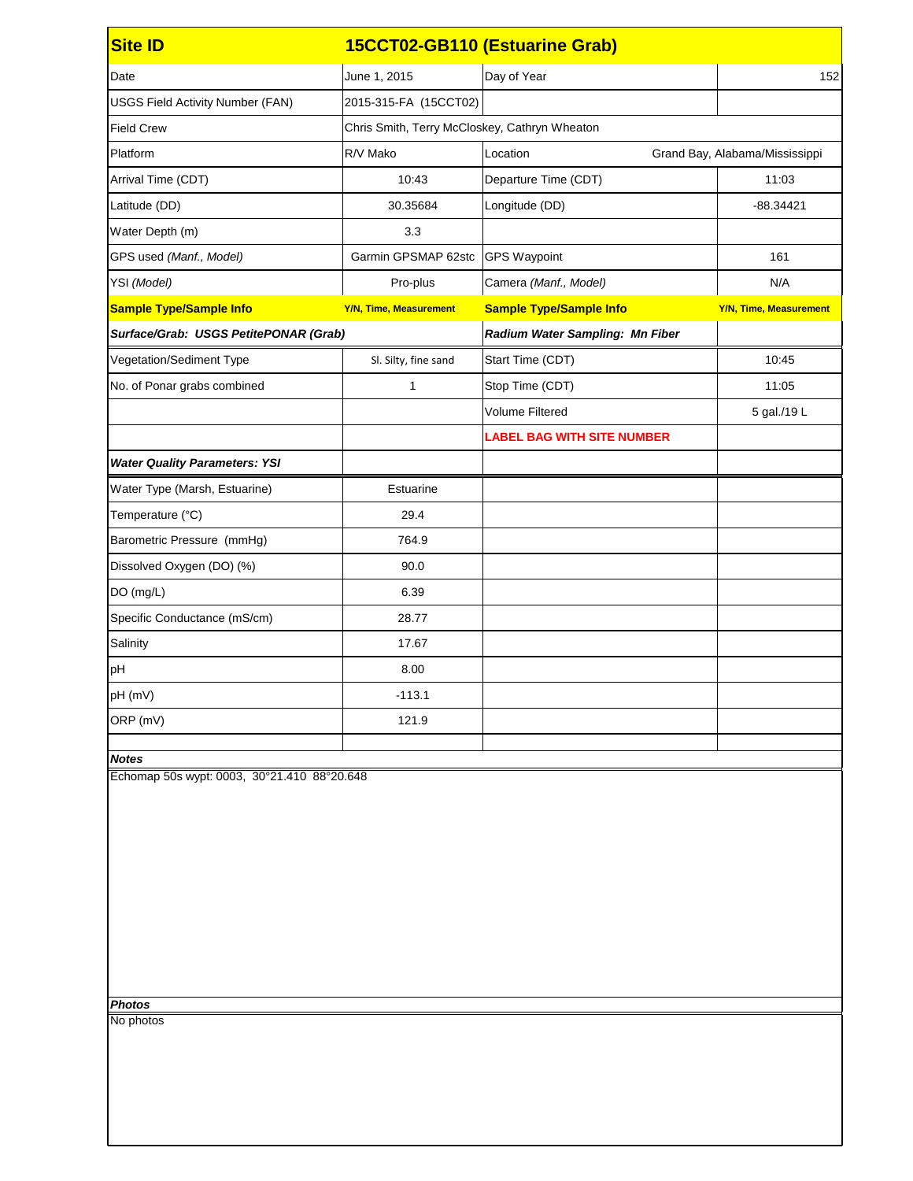| Site ID | 15CCT02-GB110 (Estuarine Grab) | | |
|---|---|---|---|
| Date | June 1, 2015 | Day of Year | 152 |
| USGS Field Activity Number (FAN) | 2015-315-FA (15CCT02) | | |
| Field Crew | Chris Smith, Terry McCloskey, Cathryn Wheaton | | |
| Platform | R/V Mako | Location | Grand Bay, Alabama/Mississippi |
| Arrival Time (CDT) | 10:43 | Departure Time (CDT) | 11:03 |
| Latitude (DD) | 30.35684 | Longitude (DD) | -88.34421 |
| Water Depth (m) | 3.3 | | |
| GPS used *(Manf., Model)* | Garmin GPSMAP 62stc | GPS Waypoint | 161 |
| YSI *(Model)* | Pro-plus | Camera *(Manf., Model)* | N/A |
| **Sample Type/Sample Info** | **Y/N, Time, Measurement** | **Sample Type/Sample Info** | **Y/N, Time, Measurement** |
| ***Surface/Grab: USGS PetitePONAR (Grab)*** | | ***Radium Water Sampling: Mn Fiber*** | |
| Vegetation/Sediment Type | Sl. Silty, fine sand | Start Time (CDT) | 10:45 |
| No. of Ponar grabs combined | 1 | Stop Time (CDT) | 11:05 |
| | | Volume Filtered | 5 gal./19 L |
| | | **LABEL BAG WITH SITE NUMBER** | |
| ***Water Quality Parameters: YSI*** | | | |
| Water Type (Marsh, Estuarine) | Estuarine | | |
| Temperature (°C) | 29.4 | | |
| Barometric Pressure (mmHg) | 764.9 | | |
| Dissolved Oxygen (DO) (%) | 90.0 | | |
| DO (mg/L) | 6.39 | | |
| Specific Conductance (mS/cm) | 28.77 | | |
| Salinity | 17.67 | | |
| pH | 8.00 | | |
| pH (mV) | -113.1 | | |
| ORP (mV) | 121.9 | | |

***Notes***

Echomap 50s wypt: 0003, 30°21.410 88°20.648

***Photos***

No photos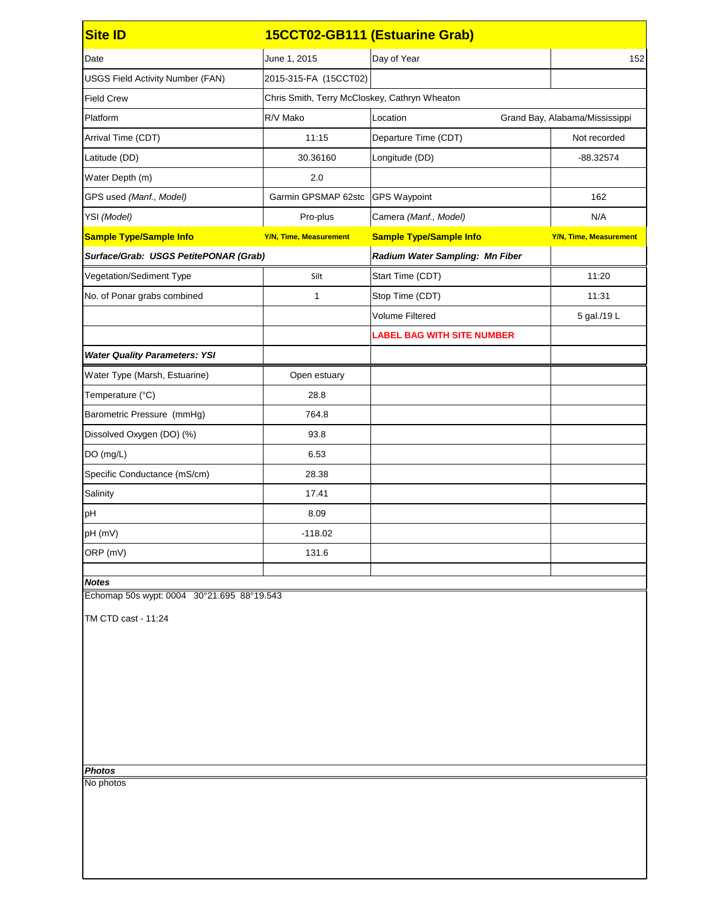| Site ID | 15CCT02-GB111 (Estuarine Grab) | | |
|---|---|---|---|
| Date | June 1, 2015 | Day of Year | 152 |
| USGS Field Activity Number (FAN) | 2015-315-FA (15CCT02) | | |
| Field Crew | Chris Smith, Terry McCloskey, Cathryn Wheaton | | |
| Platform | R/V Mako | Location | Grand Bay, Alabama/Mississippi |
| Arrival Time (CDT) | 11:15 | Departure Time (CDT) | Not recorded |
| Latitude (DD) | 30.36160 | Longitude (DD) | -88.32574 |
| Water Depth (m) | 2.0 | | |
| GPS used *(Manf., Model)* | Garmin GPSMAP 62stc | GPS Waypoint | 162 |
| YSI *(Model)* | Pro-plus | Camera *(Manf., Model)* | N/A |
| **Sample Type/Sample Info** | **Y/N, Time, Measurement** | **Sample Type/Sample Info** | **Y/N, Time, Measurement** |
| ***Surface/Grab: USGS PetitePONAR (Grab)*** | | ***Radium Water Sampling: Mn Fiber*** | |
| Vegetation/Sediment Type | Silt | Start Time (CDT) | 11:20 |
| No. of Ponar grabs combined | 1 | Stop Time (CDT) | 11:31 |
| | | Volume Filtered | 5 gal./19 L |
| | | **LABEL BAG WITH SITE NUMBER** | |
| ***Water Quality Parameters: YSI*** | | | |
| Water Type (Marsh, Estuarine) | Open estuary | | |
| Temperature (°C) | 28.8 | | |
| Barometric Pressure (mmHg) | 764.8 | | |
| Dissolved Oxygen (DO) (%) | 93.8 | | |
| DO (mg/L) | 6.53 | | |
| Specific Conductance (mS/cm) | 28.38 | | |
| Salinity | 17.41 | | |
| pH | 8.09 | | |
| pH (mV) | -118.02 | | |
| ORP (mV) | 131.6 | | |

***Notes***

Echomap 50s wypt: 0004 30°21.695 88°19.543

TM CTD cast - 11:24

***Photos***

No photos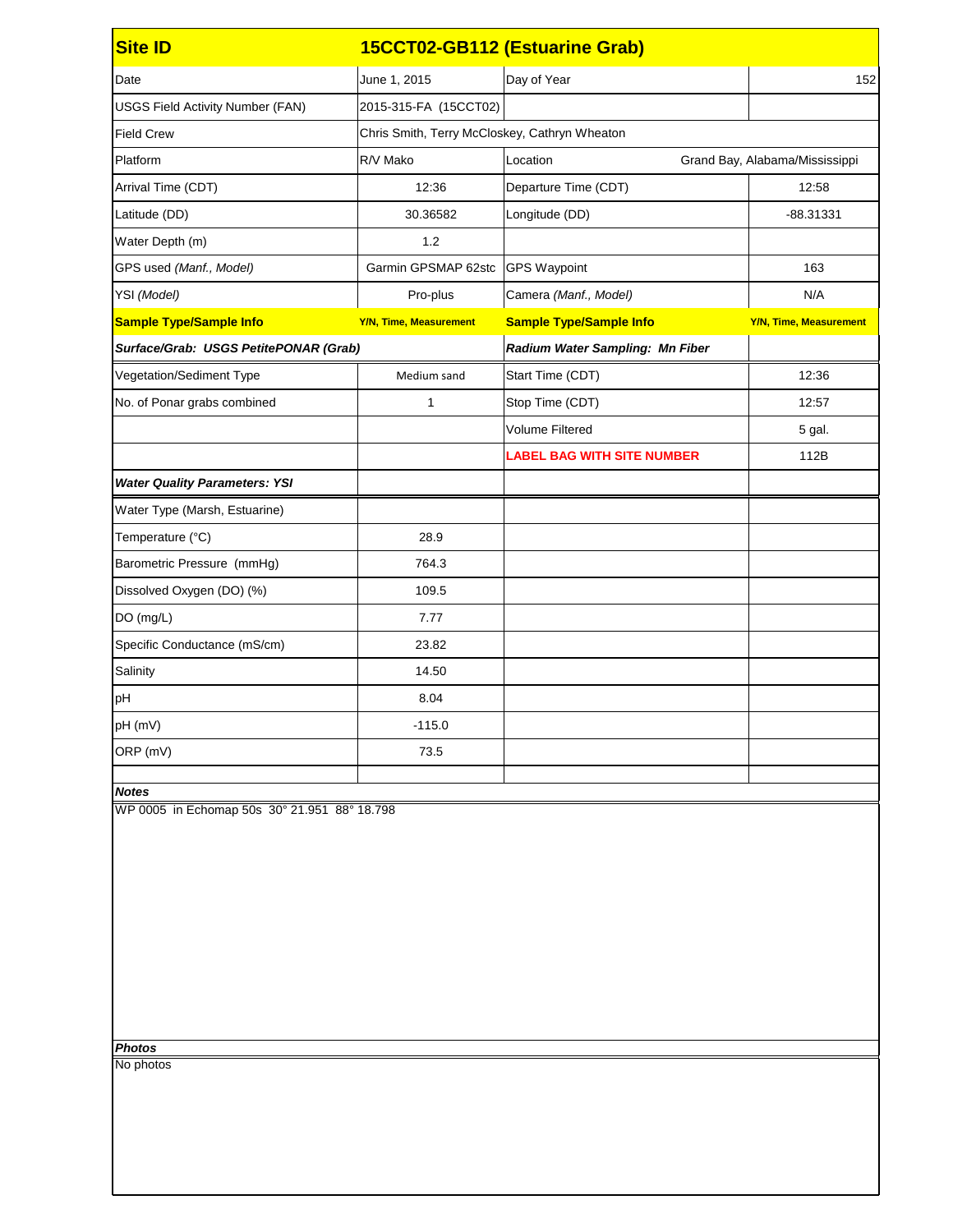| Site ID | 15CCT02-GB112 (Estuarine Grab) | | |
| --- | --- | --- | --- |
| Date | June 1, 2015 | Day of Year | 152 |
| USGS Field Activity Number (FAN) | 2015-315-FA (15CCT02) | | |
| Field Crew | Chris Smith, Terry McCloskey, Cathryn Wheaton | | |
| Platform | R/V Mako | Location | Grand Bay, Alabama/Mississippi |
| Arrival Time (CDT) | 12:36 | Departure Time (CDT) | 12:58 |
| Latitude (DD) | 30.36582 | Longitude (DD) | -88.31331 |
| Water Depth (m) | 1.2 | | |
| GPS used *(Manf., Model)* | Garmin GPSMAP 62stc | GPS Waypoint | 163 |
| YSI *(Model)* | Pro-plus | Camera *(Manf., Model)* | N/A |
| **Sample Type/Sample Info** | **Y/N, Time, Measurement** | **Sample Type/Sample Info** | **Y/N, Time, Measurement** |
| ***Surface/Grab: USGS PetitePONAR (Grab)*** | | ***Radium Water Sampling: Mn Fiber*** | |
| Vegetation/Sediment Type | Medium sand | Start Time (CDT) | 12:36 |
| No. of Ponar grabs combined | 1 | Stop Time (CDT) | 12:57 |
| | | Volume Filtered | 5 gal. |
| | | **LABEL BAG WITH SITE NUMBER** | 112B |
| ***Water Quality Parameters: YSI*** | | | |
| Water Type (Marsh, Estuarine) | | | |
| Temperature (°C) | 28.9 | | |
| Barometric Pressure (mmHg) | 764.3 | | |
| Dissolved Oxygen (DO) (%) | 109.5 | | |
| DO (mg/L) | 7.77 | | |
| Specific Conductance (mS/cm) | 23.82 | | |
| Salinity | 14.50 | | |
| pH | 8.04 | | |
| pH (mV) | -115.0 | | |
| ORP (mV) | 73.5 | | |

***Notes***

WP 0005 in Echomap 50s 30° 21.951 88° 18.798

***Photos***

No photos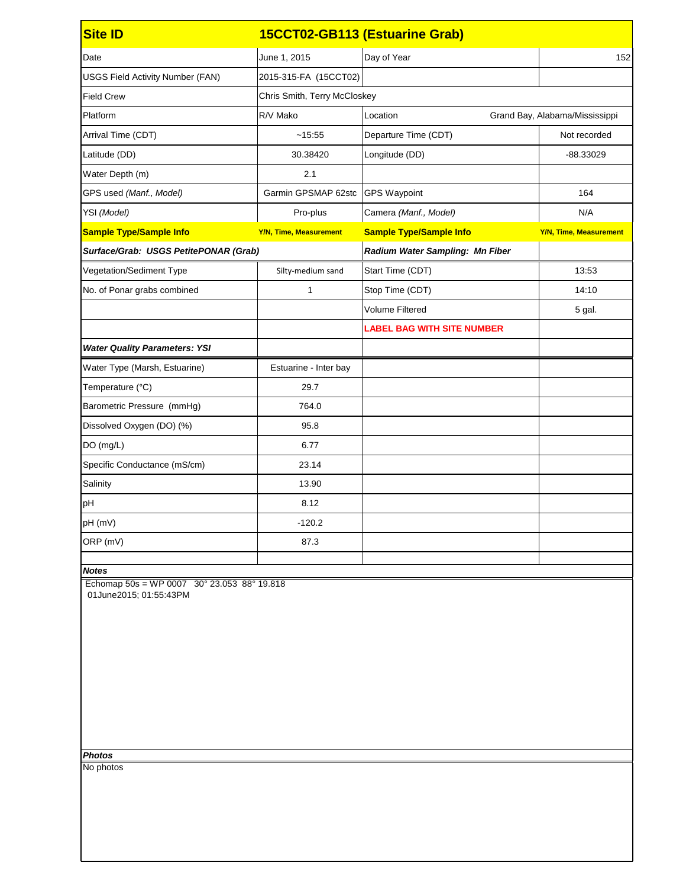| Site ID | 15CCT02-GB113 (Estuarine Grab) | | |
|---|---|---|---|
| Date | June 1, 2015 | Day of Year | 152 |
| USGS Field Activity Number (FAN) | 2015-315-FA (15CCT02) | | |
| Field Crew | Chris Smith, Terry McCloskey | | |
| Platform | R/V Mako | Location | Grand Bay, Alabama/Mississippi |
| Arrival Time (CDT) | ~15:55 | Departure Time (CDT) | Not recorded |
| Latitude (DD) | 30.38420 | Longitude (DD) | -88.33029 |
| Water Depth (m) | 2.1 | | |
| GPS used *(Manf., Model)* | Garmin GPSMAP 62stc | GPS Waypoint | 164 |
| YSI *(Model)* | Pro-plus | Camera *(Manf., Model)* | N/A |
| **Sample Type/Sample Info** | **Y/N, Time, Measurement** | **Sample Type/Sample Info** | **Y/N, Time, Measurement** |
| ***Surface/Grab: USGS PetitePONAR (Grab)*** | | ***Radium Water Sampling: Mn Fiber*** | |
| Vegetation/Sediment Type | Silty-medium sand | Start Time (CDT) | 13:53 |
| No. of Ponar grabs combined | 1 | Stop Time (CDT) | 14:10 |
| | | Volume Filtered | 5 gal. |
| | | **LABEL BAG WITH SITE NUMBER** | |
| ***Water Quality Parameters: YSI*** | | | |
| Water Type (Marsh, Estuarine) | Estuarine - Inter bay | | |
| Temperature (°C) | 29.7 | | |
| Barometric Pressure (mmHg) | 764.0 | | |
| Dissolved Oxygen (DO) (%) | 95.8 | | |
| DO (mg/L) | 6.77 | | |
| Specific Conductance (mS/cm) | 23.14 | | |
| Salinity | 13.90 | | |
| pH | 8.12 | | |
| pH (mV) | -120.2 | | |
| ORP (mV) | 87.3 | | |

***Notes***

Echomap 50s = WP 0007 30° 23.053 88° 19.818
01June2015; 01:55:43PM

***Photos***

No photos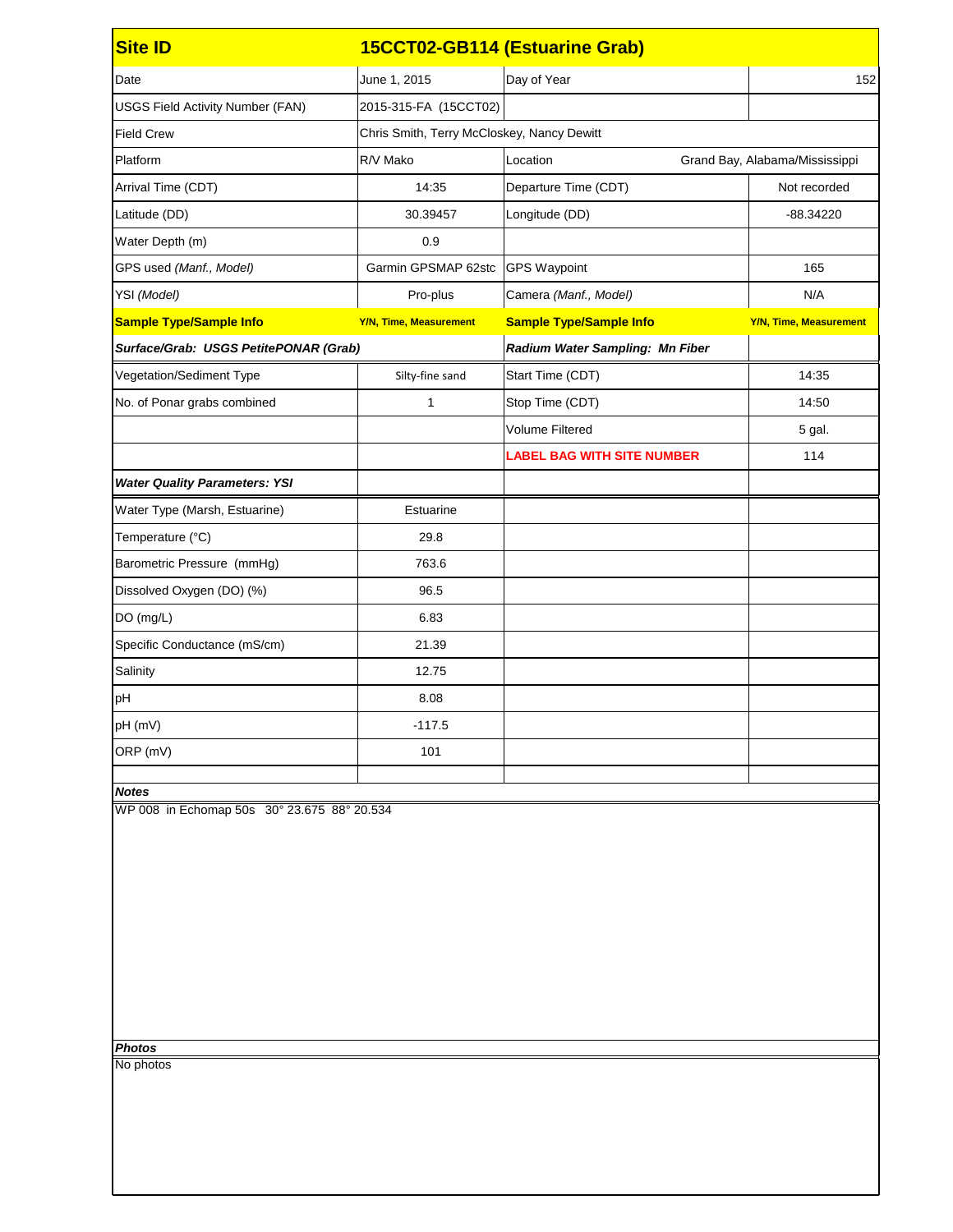| Site ID | 15CCT02-GB114 (Estuarine Grab) | | |
|---|---|---|---|
| Date | June 1, 2015 | Day of Year | 152 |
| USGS Field Activity Number (FAN) | 2015-315-FA (15CCT02) | | |
| Field Crew | Chris Smith, Terry McCloskey, Nancy Dewitt | | |
| Platform | R/V Mako | Location | Grand Bay, Alabama/Mississippi |
| Arrival Time (CDT) | 14:35 | Departure Time (CDT) | Not recorded |
| Latitude (DD) | 30.39457 | Longitude (DD) | -88.34220 |
| Water Depth (m) | 0.9 | | |
| GPS used *(Manf., Model)* | Garmin GPSMAP 62stc | GPS Waypoint | 165 |
| YSI *(Model)* | Pro-plus | Camera *(Manf., Model)* | N/A |
| **Sample Type/Sample Info** | **Y/N, Time, Measurement** | **Sample Type/Sample Info** | **Y/N, Time, Measurement** |
| ***Surface/Grab: USGS PetitePONAR (Grab)*** | | ***Radium Water Sampling: Mn Fiber*** | |
| Vegetation/Sediment Type | Silty-fine sand | Start Time (CDT) | 14:35 |
| No. of Ponar grabs combined | 1 | Stop Time (CDT) | 14:50 |
| | | Volume Filtered | 5 gal. |
| | | **LABEL BAG WITH SITE NUMBER** | 114 |
| ***Water Quality Parameters: YSI*** | | | |
| Water Type (Marsh, Estuarine) | Estuarine | | |
| Temperature (°C) | 29.8 | | |
| Barometric Pressure (mmHg) | 763.6 | | |
| Dissolved Oxygen (DO) (%) | 96.5 | | |
| DO (mg/L) | 6.83 | | |
| Specific Conductance (mS/cm) | 21.39 | | |
| Salinity | 12.75 | | |
| pH | 8.08 | | |
| pH (mV) | -117.5 | | |
| ORP (mV) | 101 | | |

***Notes***

WP 008 in Echomap 50s 30° 23.675 88° 20.534

***Photos***

No photos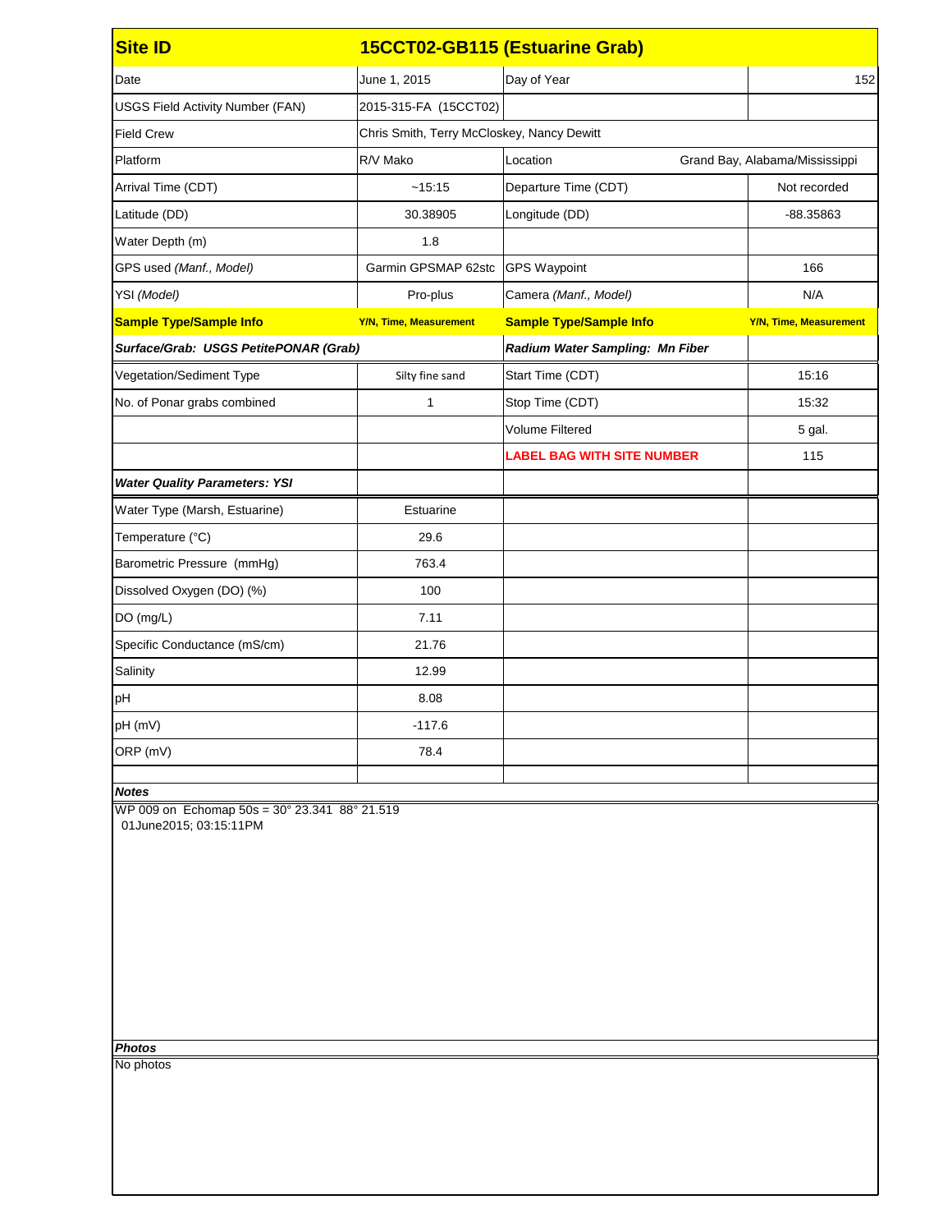| Site ID | 15CCT02-GB115 (Estuarine Grab) | | |
|---|---|---|---|
| Date | June 1, 2015 | Day of Year | 152 |
| USGS Field Activity Number (FAN) | 2015-315-FA (15CCT02) | | |
| Field Crew | Chris Smith, Terry McCloskey, Nancy Dewitt | | |
| Platform | R/V Mako | Location | Grand Bay, Alabama/Mississippi |
| Arrival Time (CDT) | ~15:15 | Departure Time (CDT) | Not recorded |
| Latitude (DD) | 30.38905 | Longitude (DD) | -88.35863 |
| Water Depth (m) | 1.8 | | |
| GPS used *(Manf., Model)* | Garmin GPSMAP 62stc | GPS Waypoint | 166 |
| YSI *(Model)* | Pro-plus | Camera *(Manf., Model)* | N/A |
| **Sample Type/Sample Info** | **Y/N, Time, Measurement** | **Sample Type/Sample Info** | **Y/N, Time, Measurement** |
| ***Surface/Grab: USGS PetitePONAR (Grab)*** | | ***Radium Water Sampling: Mn Fiber*** | |
| Vegetation/Sediment Type | Silty fine sand | Start Time (CDT) | 15:16 |
| No. of Ponar grabs combined | 1 | Stop Time (CDT) | 15:32 |
| | | Volume Filtered | 5 gal. |
| | | **LABEL BAG WITH SITE NUMBER** | 115 |
| ***Water Quality Parameters: YSI*** | | | |
| Water Type (Marsh, Estuarine) | Estuarine | | |
| Temperature (°C) | 29.6 | | |
| Barometric Pressure (mmHg) | 763.4 | | |
| Dissolved Oxygen (DO) (%) | 100 | | |
| DO (mg/L) | 7.11 | | |
| Specific Conductance (mS/cm) | 21.76 | | |
| Salinity | 12.99 | | |
| pH | 8.08 | | |
| pH (mV) | -117.6 | | |
| ORP (mV) | 78.4 | | |

***Notes***

WP 009 on Echomap 50s = 30° 23.341 88° 21.519
01June2015; 03:15:11PM

***Photos***

No photos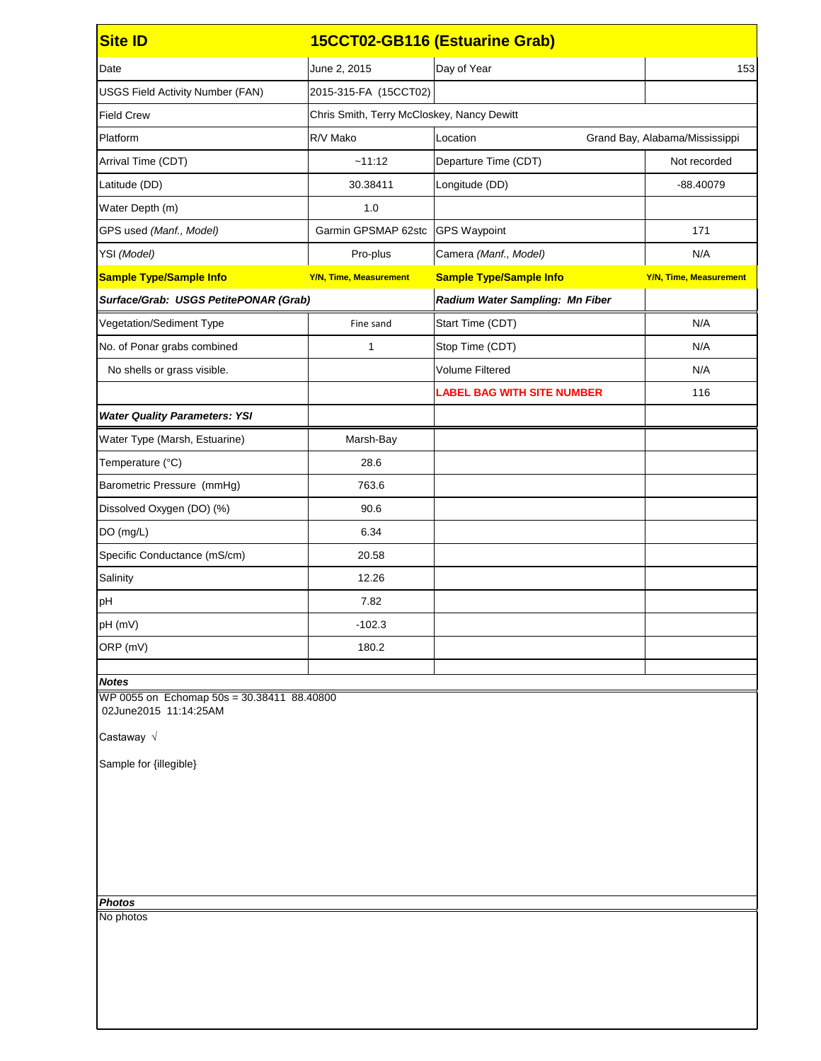| Site ID | 15CCT02-GB116 (Estuarine Grab) | | |
|---|---|---|---|
| Date | June 2, 2015 | Day of Year | 153 |
| USGS Field Activity Number (FAN) | 2015-315-FA (15CCT02) | | |
| Field Crew | Chris Smith, Terry McCloskey, Nancy Dewitt | | |
| Platform | R/V Mako | Location | Grand Bay, Alabama/Mississippi |
| Arrival Time (CDT) | ~11:12 | Departure Time (CDT) | Not recorded |
| Latitude (DD) | 30.38411 | Longitude (DD) | -88.40079 |
| Water Depth (m) | 1.0 | | |
| GPS used *(Manf., Model)* | Garmin GPSMAP 62stc | GPS Waypoint | 171 |
| YSI *(Model)* | Pro-plus | Camera *(Manf., Model)* | N/A |
| **Sample Type/Sample Info** | **Y/N, Time, Measurement** | **Sample Type/Sample Info** | **Y/N, Time, Measurement** |
| ***Surface/Grab: USGS PetitePONAR (Grab)*** | | ***Radium Water Sampling: Mn Fiber*** | |
| Vegetation/Sediment Type | Fine sand | Start Time (CDT) | N/A |
| No. of Ponar grabs combined | 1 | Stop Time (CDT) | N/A |
| No shells or grass visible. | | Volume Filtered | N/A |
| | | **LABEL BAG WITH SITE NUMBER** | 116 |
| ***Water Quality Parameters: YSI*** | | | |
| Water Type (Marsh, Estuarine) | Marsh-Bay | | |
| Temperature (°C) | 28.6 | | |
| Barometric Pressure (mmHg) | 763.6 | | |
| Dissolved Oxygen (DO) (%) | 90.6 | | |
| DO (mg/L) | 6.34 | | |
| Specific Conductance (mS/cm) | 20.58 | | |
| Salinity | 12.26 | | |
| pH | 7.82 | | |
| pH (mV) | -102.3 | | |
| ORP (mV) | 180.2 | | |

***Notes***

WP 0055 on Echomap 50s = 30.38411 88.40800
02June2015 11:14:25AM

Castaway √

Sample for {illegible}

***Photos***

No photos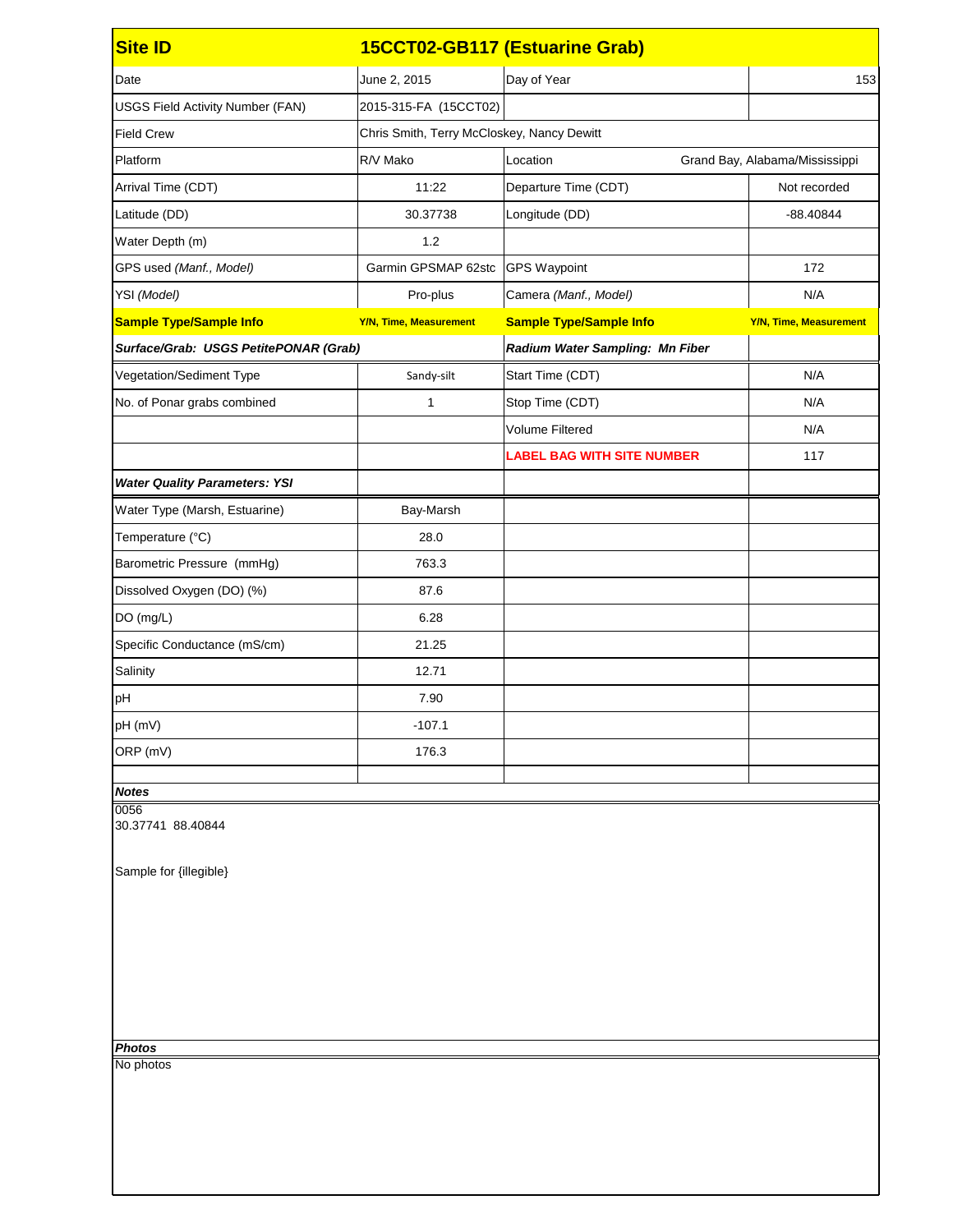| Site ID | 15CCT02-GB117 (Estuarine Grab) | | |
|---|---|---|---|
| Date | June 2, 2015 | Day of Year | 153 |
| USGS Field Activity Number (FAN) | 2015-315-FA (15CCT02) | | |
| Field Crew | Chris Smith, Terry McCloskey, Nancy Dewitt | | |
| Platform | R/V Mako | Location | Grand Bay, Alabama/Mississippi |
| Arrival Time (CDT) | 11:22 | Departure Time (CDT) | Not recorded |
| Latitude (DD) | 30.37738 | Longitude (DD) | -88.40844 |
| Water Depth (m) | 1.2 | | |
| GPS used *(Manf., Model)* | Garmin GPSMAP 62stc | GPS Waypoint | 172 |
| YSI *(Model)* | Pro-plus | Camera *(Manf., Model)* | N/A |
| **Sample Type/Sample Info** | **Y/N, Time, Measurement** | **Sample Type/Sample Info** | **Y/N, Time, Measurement** |
| ***Surface/Grab: USGS PetitePONAR (Grab)*** | | ***Radium Water Sampling: Mn Fiber*** | |
| Vegetation/Sediment Type | Sandy-silt | Start Time (CDT) | N/A |
| No. of Ponar grabs combined | 1 | Stop Time (CDT) | N/A |
| | | Volume Filtered | N/A |
| | | **LABEL BAG WITH SITE NUMBER** | 117 |
| ***Water Quality Parameters: YSI*** | | | |
| Water Type (Marsh, Estuarine) | Bay-Marsh | | |
| Temperature (°C) | 28.0 | | |
| Barometric Pressure (mmHg) | 763.3 | | |
| Dissolved Oxygen (DO) (%) | 87.6 | | |
| DO (mg/L) | 6.28 | | |
| Specific Conductance (mS/cm) | 21.25 | | |
| Salinity | 12.71 | | |
| pH | 7.90 | | |
| pH (mV) | -107.1 | | |
| ORP (mV) | 176.3 | | |

***Notes***

0056
30.37741 88.40844

Sample for {illegible}

***Photos***

No photos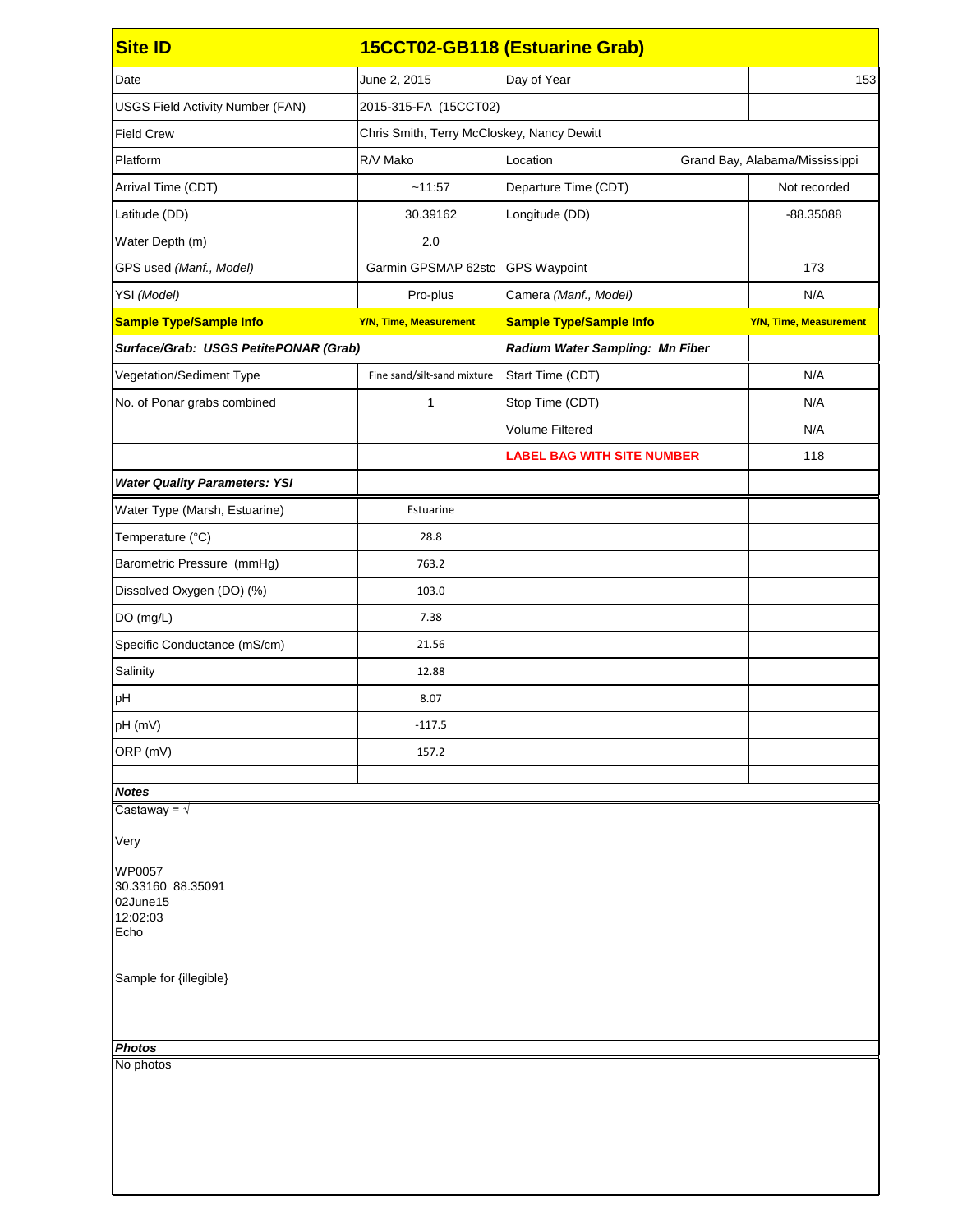| Site ID | 15CCT02-GB118 (Estuarine Grab) | | |
|---|---|---|---|
| Date | June 2, 2015 | Day of Year | 153 |
| USGS Field Activity Number (FAN) | 2015-315-FA (15CCT02) | | |
| Field Crew | Chris Smith, Terry McCloskey, Nancy Dewitt | | |
| Platform | R/V Mako | Location | Grand Bay, Alabama/Mississippi |
| Arrival Time (CDT) | ~11:57 | Departure Time (CDT) | Not recorded |
| Latitude (DD) | 30.39162 | Longitude (DD) | -88.35088 |
| Water Depth (m) | 2.0 | | |
| GPS used *(Manf., Model)* | Garmin GPSMAP 62stc | GPS Waypoint | 173 |
| YSI *(Model)* | Pro-plus | Camera *(Manf., Model)* | N/A |
| **Sample Type/Sample Info** | **Y/N, Time, Measurement** | **Sample Type/Sample Info** | **Y/N, Time, Measurement** |
| ***Surface/Grab: USGS PetitePONAR (Grab)*** | | ***Radium Water Sampling: Mn Fiber*** | |
| Vegetation/Sediment Type | Fine sand/silt-sand mixture | Start Time (CDT) | N/A |
| No. of Ponar grabs combined | 1 | Stop Time (CDT) | N/A |
| | | Volume Filtered | N/A |
| | | **LABEL BAG WITH SITE NUMBER** | 118 |
| ***Water Quality Parameters: YSI*** | | | |
| Water Type (Marsh, Estuarine) | Estuarine | | |
| Temperature (°C) | 28.8 | | |
| Barometric Pressure (mmHg) | 763.2 | | |
| Dissolved Oxygen (DO) (%) | 103.0 | | |
| DO (mg/L) | 7.38 | | |
| Specific Conductance (mS/cm) | 21.56 | | |
| Salinity | 12.88 | | |
| pH | 8.07 | | |
| pH (mV) | -117.5 | | |
| ORP (mV) | 157.2 | | |

***Notes***

Castaway = √

Very

WP0057
30.33160 88.35091
02June15
12:02:03
Echo

Sample for {illegible}

***Photos***

No photos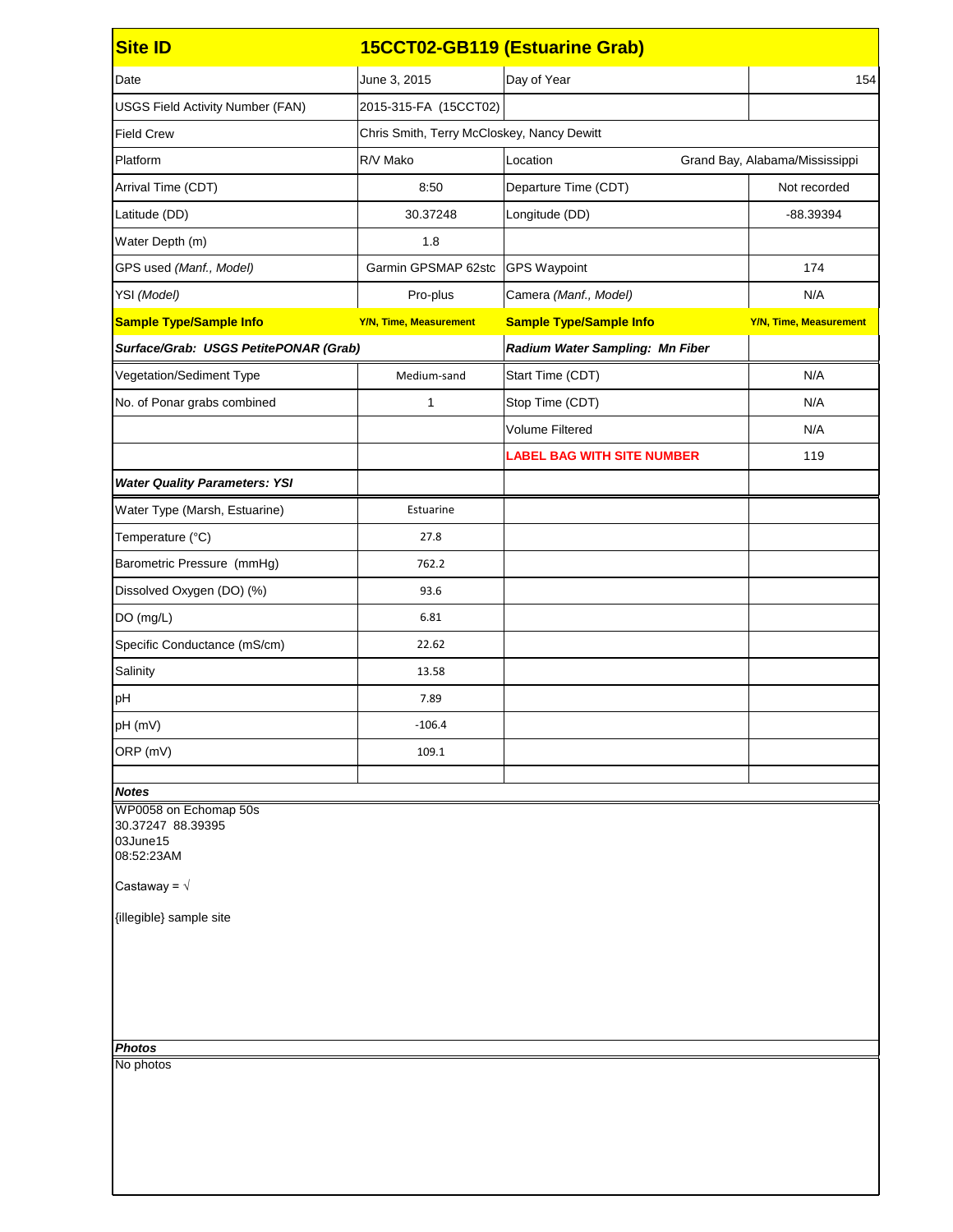| Site ID | 15CCT02-GB119 (Estuarine Grab) | | |
|---|---|---|---|
| Date | June 3, 2015 | Day of Year | 154 |
| USGS Field Activity Number (FAN) | 2015-315-FA (15CCT02) | | |
| Field Crew | Chris Smith, Terry McCloskey, Nancy Dewitt | | |
| Platform | R/V Mako | Location | Grand Bay, Alabama/Mississippi |
| Arrival Time (CDT) | 8:50 | Departure Time (CDT) | Not recorded |
| Latitude (DD) | 30.37248 | Longitude (DD) | -88.39394 |
| Water Depth (m) | 1.8 | | |
| GPS used *(Manf., Model)* | Garmin GPSMAP 62stc | GPS Waypoint | 174 |
| YSI *(Model)* | Pro-plus | Camera *(Manf., Model)* | N/A |
| **Sample Type/Sample Info** | **Y/N, Time, Measurement** | **Sample Type/Sample Info** | **Y/N, Time, Measurement** |
| ***Surface/Grab: USGS PetitePONAR (Grab)*** | | ***Radium Water Sampling: Mn Fiber*** | |
| Vegetation/Sediment Type | Medium-sand | Start Time (CDT) | N/A |
| No. of Ponar grabs combined | 1 | Stop Time (CDT) | N/A |
| | | Volume Filtered | N/A |
| | | **LABEL BAG WITH SITE NUMBER** | 119 |
| ***Water Quality Parameters: YSI*** | | | |
| Water Type (Marsh, Estuarine) | Estuarine | | |
| Temperature (°C) | 27.8 | | |
| Barometric Pressure (mmHg) | 762.2 | | |
| Dissolved Oxygen (DO) (%) | 93.6 | | |
| DO (mg/L) | 6.81 | | |
| Specific Conductance (mS/cm) | 22.62 | | |
| Salinity | 13.58 | | |
| pH | 7.89 | | |
| pH (mV) | -106.4 | | |
| ORP (mV) | 109.1 | | |

***Notes***

WP0058 on Echomap 50s
30.37247 88.39395
03June15
08:52:23AM

Castaway = √

{illegible} sample site

***Photos***

No photos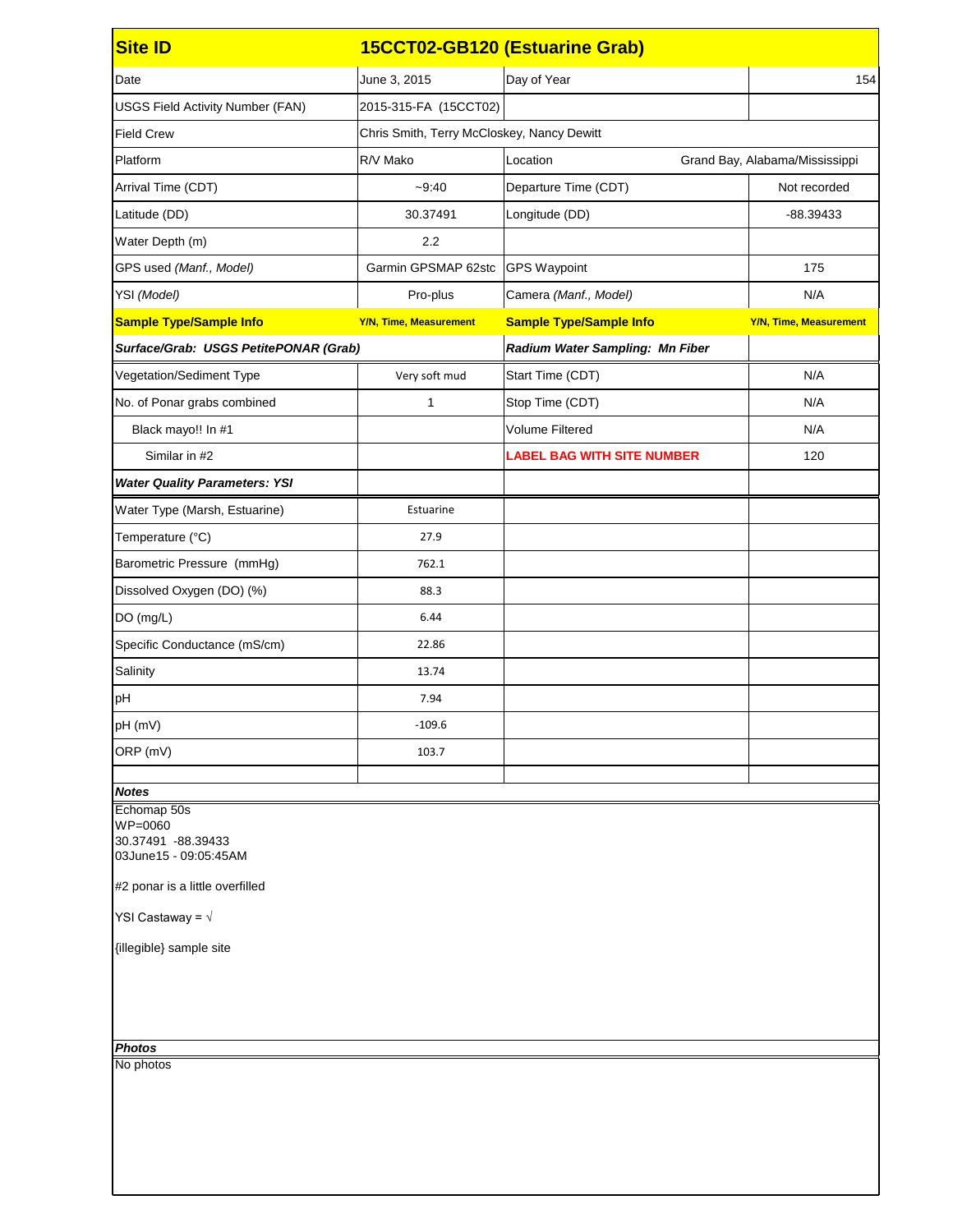| Site ID | 15CCT02-GB120 (Estuarine Grab) | | |
|---|---|---|---|
| Date | June 3, 2015 | Day of Year | 154 |
| USGS Field Activity Number (FAN) | 2015-315-FA (15CCT02) | | |
| Field Crew | Chris Smith, Terry McCloskey, Nancy Dewitt | | |
| Platform | R/V Mako | Location | Grand Bay, Alabama/Mississippi |
| Arrival Time (CDT) | ~9:40 | Departure Time (CDT) | Not recorded |
| Latitude (DD) | 30.37491 | Longitude (DD) | -88.39433 |
| Water Depth (m) | 2.2 | | |
| GPS used *(Manf., Model)* | Garmin GPSMAP 62stc | GPS Waypoint | 175 |
| YSI *(Model)* | Pro-plus | Camera *(Manf., Model)* | N/A |
| **Sample Type/Sample Info** | **Y/N, Time, Measurement** | **Sample Type/Sample Info** | **Y/N, Time, Measurement** |
| ***Surface/Grab: USGS PetitePONAR (Grab)*** | | ***Radium Water Sampling: Mn Fiber*** | |
| Vegetation/Sediment Type | Very soft mud | Start Time (CDT) | N/A |
| No. of Ponar grabs combined | 1 | Stop Time (CDT) | N/A |
| Black mayo!! In #1 | | Volume Filtered | N/A |
| Similar in #2 | | **LABEL BAG WITH SITE NUMBER** | 120 |
| ***Water Quality Parameters: YSI*** | | | |
| Water Type (Marsh, Estuarine) | Estuarine | | |
| Temperature (°C) | 27.9 | | |
| Barometric Pressure (mmHg) | 762.1 | | |
| Dissolved Oxygen (DO) (%) | 88.3 | | |
| DO (mg/L) | 6.44 | | |
| Specific Conductance (mS/cm) | 22.86 | | |
| Salinity | 13.74 | | |
| pH | 7.94 | | |
| pH (mV) | -109.6 | | |
| ORP (mV) | 103.7 | | |

***Notes***

Echomap 50s
WP=0060
30.37491 -88.39433
03June15 - 09:05:45AM

#2 ponar is a little overfilled

YSI Castaway = √

{illegible} sample site

***Photos***

No photos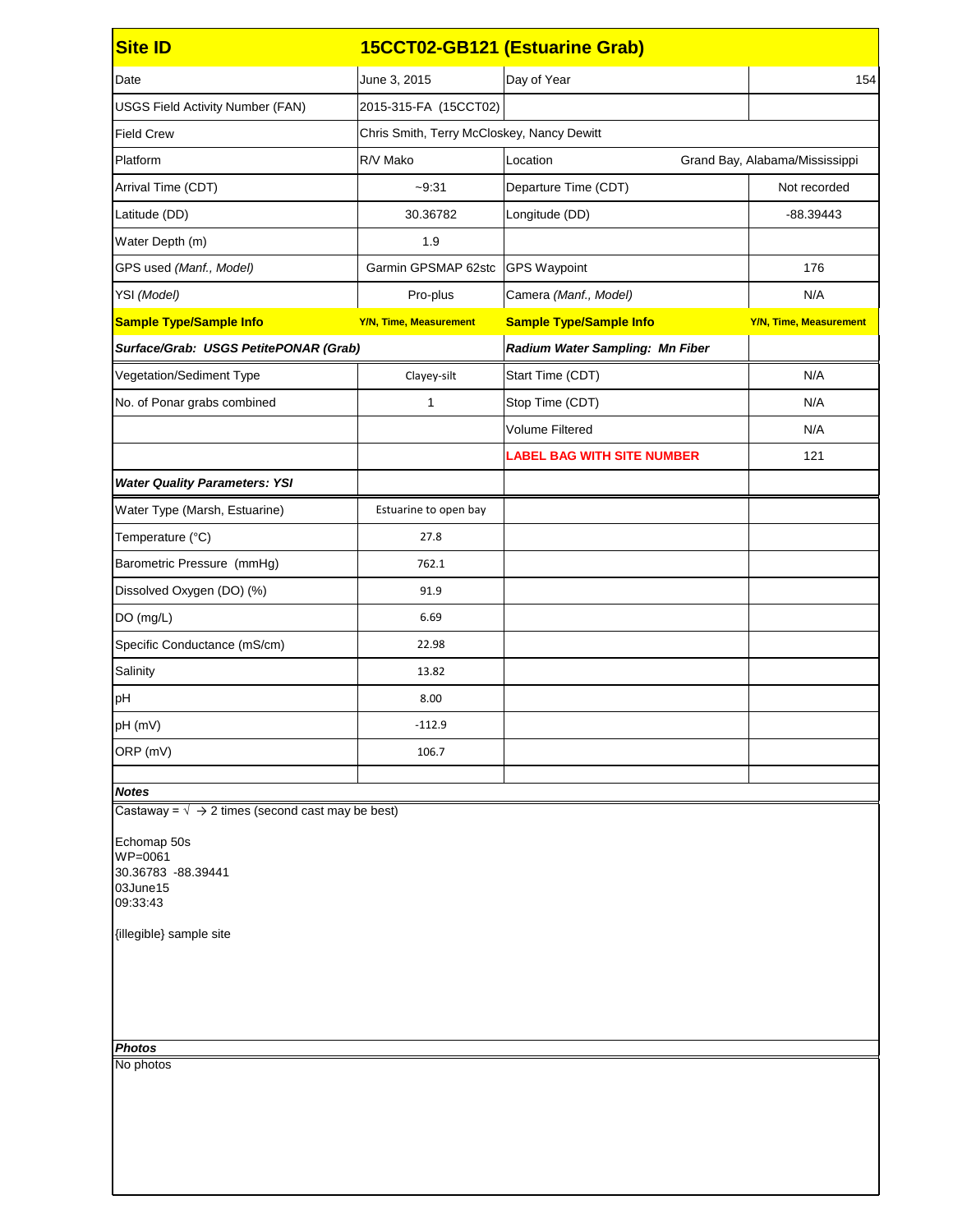| Site ID | 15CCT02-GB121 (Estuarine Grab) | | |
|---|---|---|---|
| Date | June 3, 2015 | Day of Year | 154 |
| USGS Field Activity Number (FAN) | 2015-315-FA (15CCT02) | | |
| Field Crew | Chris Smith, Terry McCloskey, Nancy Dewitt | | |
| Platform | R/V Mako | Location | Grand Bay, Alabama/Mississippi |
| Arrival Time (CDT) | ~9:31 | Departure Time (CDT) | Not recorded |
| Latitude (DD) | 30.36782 | Longitude (DD) | -88.39443 |
| Water Depth (m) | 1.9 | | |
| GPS used *(Manf., Model)* | Garmin GPSMAP 62stc | GPS Waypoint | 176 |
| YSI *(Model)* | Pro-plus | Camera *(Manf., Model)* | N/A |
| **Sample Type/Sample Info** | **Y/N, Time, Measurement** | **Sample Type/Sample Info** | **Y/N, Time, Measurement** |
| ***Surface/Grab: USGS PetitePONAR (Grab)*** | | ***Radium Water Sampling: Mn Fiber*** | |
| Vegetation/Sediment Type | Clayey-silt | Start Time (CDT) | N/A |
| No. of Ponar grabs combined | 1 | Stop Time (CDT) | N/A |
| | | Volume Filtered | N/A |
| | | **LABEL BAG WITH SITE NUMBER** | 121 |
| ***Water Quality Parameters: YSI*** | | | |
| Water Type (Marsh, Estuarine) | Estuarine to open bay | | |
| Temperature (°C) | 27.8 | | |
| Barometric Pressure (mmHg) | 762.1 | | |
| Dissolved Oxygen (DO) (%) | 91.9 | | |
| DO (mg/L) | 6.69 | | |
| Specific Conductance (mS/cm) | 22.98 | | |
| Salinity | 13.82 | | |
| pH | 8.00 | | |
| pH (mV) | -112.9 | | |
| ORP (mV) | 106.7 | | |

***Notes***

Castaway = √ → 2 times (second cast may be best)

Echomap 50s
WP=0061
30.36783 -88.39441
03June15
09:33:43

{illegible} sample site

***Photos***

No photos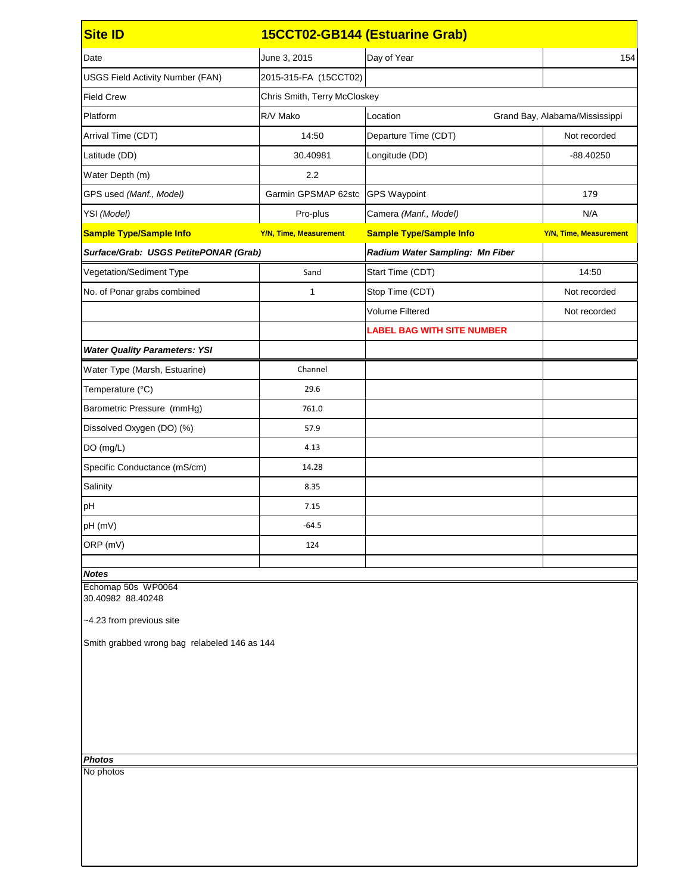| Site ID | 15CCT02-GB144 (Estuarine Grab) | | |
| --- | --- | --- | --- |
| Date | June 3, 2015 | Day of Year | 154 |
| USGS Field Activity Number (FAN) | 2015-315-FA (15CCT02) | | |
| Field Crew | Chris Smith, Terry McCloskey | | |
| Platform | R/V Mako | Location | Grand Bay, Alabama/Mississippi |
| Arrival Time (CDT) | 14:50 | Departure Time (CDT) | Not recorded |
| Latitude (DD) | 30.40981 | Longitude (DD) | -88.40250 |
| Water Depth (m) | 2.2 | | |
| GPS used *(Manf., Model)* | Garmin GPSMAP 62stc | GPS Waypoint | 179 |
| YSI *(Model)* | Pro-plus | Camera *(Manf., Model)* | N/A |
| **Sample Type/Sample Info** | **Y/N, Time, Measurement** | **Sample Type/Sample Info** | **Y/N, Time, Measurement** |
| ***Surface/Grab: USGS PetitePONAR (Grab)*** | | ***Radium Water Sampling: Mn Fiber*** | |
| Vegetation/Sediment Type | Sand | Start Time (CDT) | 14:50 |
| No. of Ponar grabs combined | 1 | Stop Time (CDT) | Not recorded |
| | | Volume Filtered | Not recorded |
| | | **LABEL BAG WITH SITE NUMBER** | |
| ***Water Quality Parameters: YSI*** | | | |
| Water Type (Marsh, Estuarine) | Channel | | |
| Temperature (°C) | 29.6 | | |
| Barometric Pressure (mmHg) | 761.0 | | |
| Dissolved Oxygen (DO) (%) | 57.9 | | |
| DO (mg/L) | 4.13 | | |
| Specific Conductance (mS/cm) | 14.28 | | |
| Salinity | 8.35 | | |
| pH | 7.15 | | |
| pH (mV) | -64.5 | | |
| ORP (mV) | 124 | | |

***Notes***

Echomap 50s WP0064
30.40982 88.40248

~4.23 from previous site

Smith grabbed wrong bag relabeled 146 as 144

***Photos***

No photos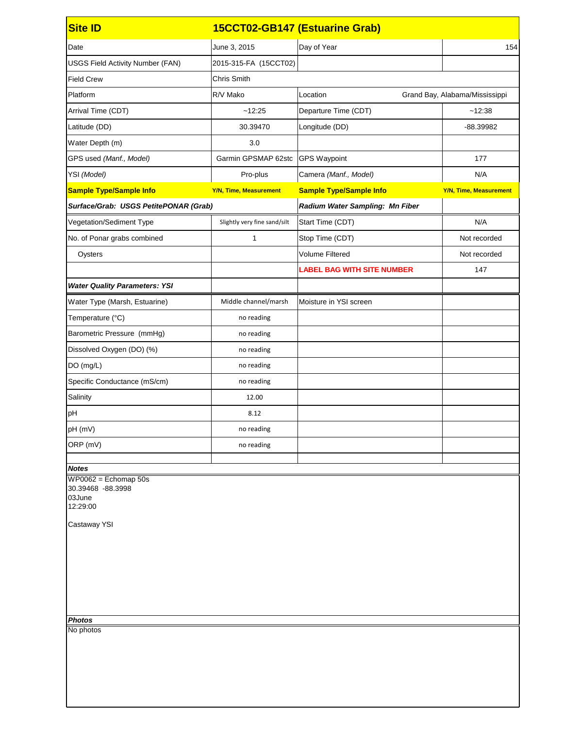| Site ID | 15CCT02-GB147 (Estuarine Grab) | | |
|---|---|---|---|
| Date | June 3, 2015 | Day of Year | 154 |
| USGS Field Activity Number (FAN) | 2015-315-FA (15CCT02) | | |
| Field Crew | Chris Smith | | |
| Platform | R/V Mako | Location | Grand Bay, Alabama/Mississippi |
| Arrival Time (CDT) | ~12:25 | Departure Time (CDT) | ~12:38 |
| Latitude (DD) | 30.39470 | Longitude (DD) | -88.39982 |
| Water Depth (m) | 3.0 | | |
| GPS used *(Manf., Model)* | Garmin GPSMAP 62stc | GPS Waypoint | 177 |
| YSI *(Model)* | Pro-plus | Camera *(Manf., Model)* | N/A |
| **Sample Type/Sample Info** | **Y/N, Time, Measurement** | **Sample Type/Sample Info** | **Y/N, Time, Measurement** |
| ***Surface/Grab: USGS PetitePONAR (Grab)*** | | ***Radium Water Sampling: Mn Fiber*** | |
| Vegetation/Sediment Type | Slightly very fine sand/silt | Start Time (CDT) | N/A |
| No. of Ponar grabs combined | 1 | Stop Time (CDT) | Not recorded |
| Oysters | | Volume Filtered | Not recorded |
| | | **LABEL BAG WITH SITE NUMBER** | 147 |
| ***Water Quality Parameters: YSI*** | | | |
| Water Type (Marsh, Estuarine) | Middle channel/marsh | Moisture in YSI screen | |
| Temperature (°C) | no reading | | |
| Barometric Pressure (mmHg) | no reading | | |
| Dissolved Oxygen (DO) (%) | no reading | | |
| DO (mg/L) | no reading | | |
| Specific Conductance (mS/cm) | no reading | | |
| Salinity | 12.00 | | |
| pH | 8.12 | | |
| pH (mV) | no reading | | |
| ORP (mV) | no reading | | |

***Notes***

WP0062 = Echomap 50s
30.39468 -88.3998
03June
12:29:00

Castaway YSI

***Photos***

No photos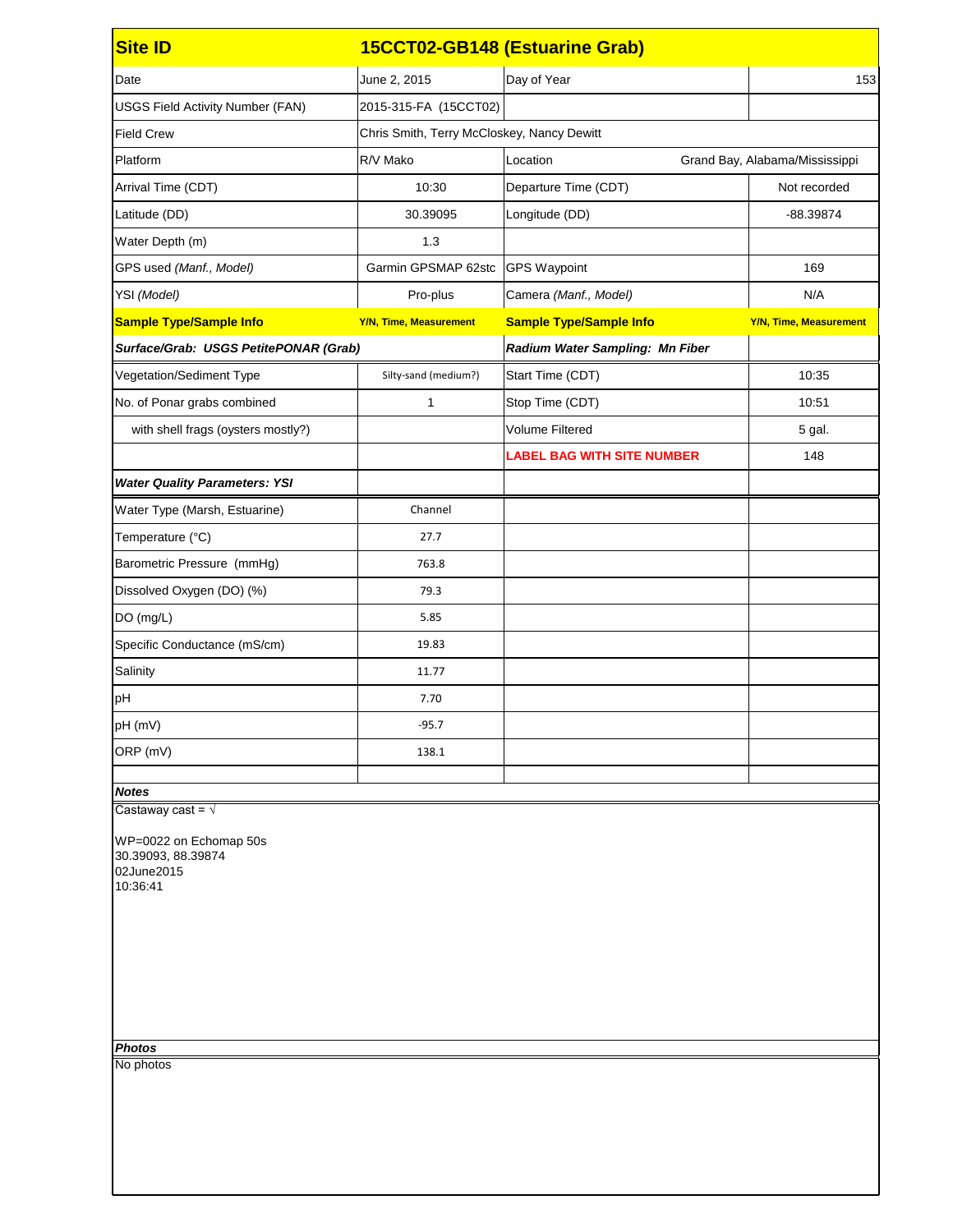| Site ID | 15CCT02-GB148 (Estuarine Grab) | | |
|---|---|---|---|
| Date | June 2, 2015 | Day of Year | 153 |
| USGS Field Activity Number (FAN) | 2015-315-FA (15CCT02) | | |
| Field Crew | Chris Smith, Terry McCloskey, Nancy Dewitt | | |
| Platform | R/V Mako | Location | Grand Bay, Alabama/Mississippi |
| Arrival Time (CDT) | 10:30 | Departure Time (CDT) | Not recorded |
| Latitude (DD) | 30.39095 | Longitude (DD) | -88.39874 |
| Water Depth (m) | 1.3 | | |
| GPS used *(Manf., Model)* | Garmin GPSMAP 62stc | GPS Waypoint | 169 |
| YSI *(Model)* | Pro-plus | Camera *(Manf., Model)* | N/A |
| **Sample Type/Sample Info** | **Y/N, Time, Measurement** | **Sample Type/Sample Info** | **Y/N, Time, Measurement** |
| ***Surface/Grab: USGS PetitePONAR (Grab)*** | | ***Radium Water Sampling: Mn Fiber*** | |
| Vegetation/Sediment Type | Silty-sand (medium?) | Start Time (CDT) | 10:35 |
| No. of Ponar grabs combined | 1 | Stop Time (CDT) | 10:51 |
| with shell frags (oysters mostly?) | | Volume Filtered | 5 gal. |
| | | **LABEL BAG WITH SITE NUMBER** | 148 |
| ***Water Quality Parameters: YSI*** | | | |
| Water Type (Marsh, Estuarine) | Channel | | |
| Temperature (°C) | 27.7 | | |
| Barometric Pressure (mmHg) | 763.8 | | |
| Dissolved Oxygen (DO) (%) | 79.3 | | |
| DO (mg/L) | 5.85 | | |
| Specific Conductance (mS/cm) | 19.83 | | |
| Salinity | 11.77 | | |
| pH | 7.70 | | |
| pH (mV) | -95.7 | | |
| ORP (mV) | 138.1 | | |

***Notes***

Castaway cast = √

WP=0022 on Echomap 50s
30.39093, 88.39874
02June2015
10:36:41

***Photos***

No photos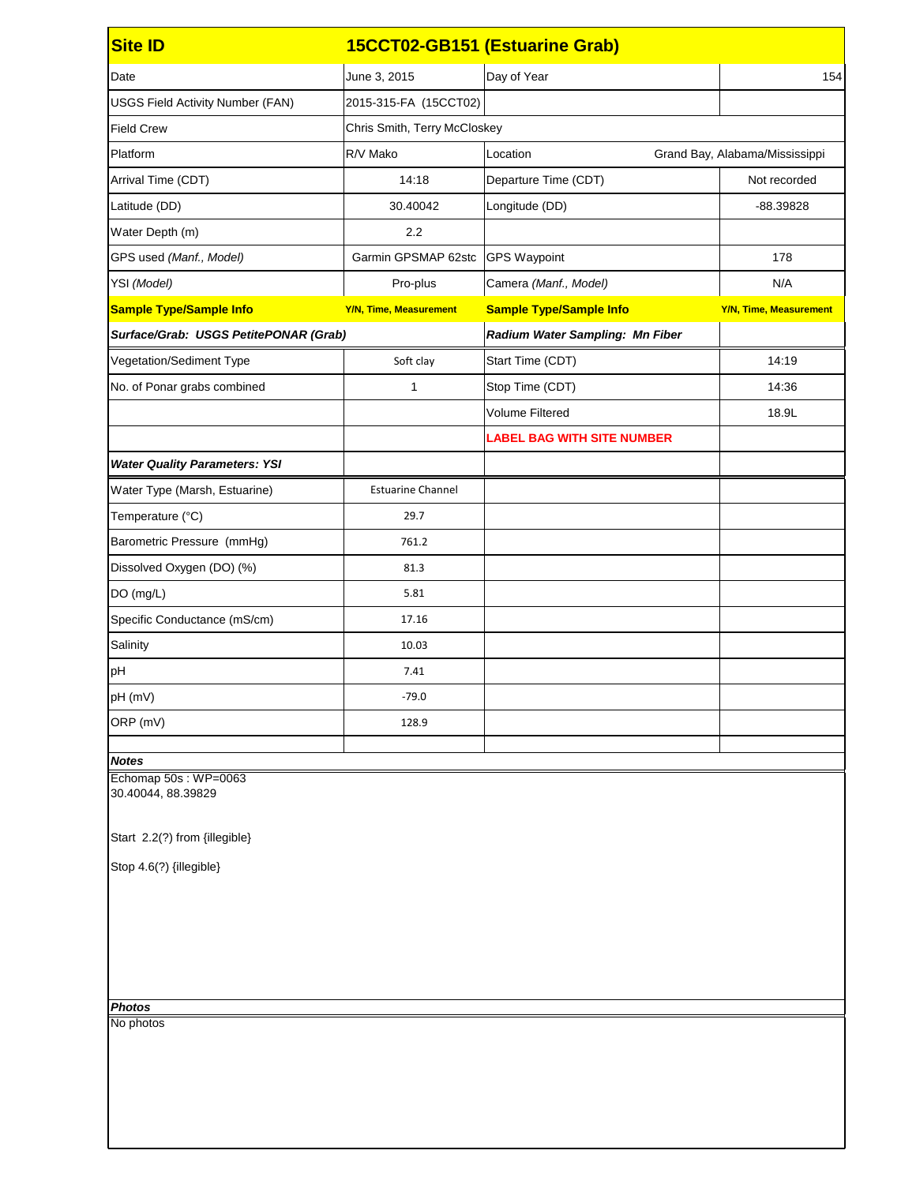| Site ID | 15CCT02-GB151 (Estuarine Grab) | | |
|---|---|---|---|
| Date | June 3, 2015 | Day of Year | 154 |
| USGS Field Activity Number (FAN) | 2015-315-FA (15CCT02) | | |
| Field Crew | Chris Smith, Terry McCloskey | | |
| Platform | R/V Mako | Location | Grand Bay, Alabama/Mississippi |
| Arrival Time (CDT) | 14:18 | Departure Time (CDT) | Not recorded |
| Latitude (DD) | 30.40042 | Longitude (DD) | -88.39828 |
| Water Depth (m) | 2.2 | | |
| GPS used *(Manf., Model)* | Garmin GPSMAP 62stc | GPS Waypoint | 178 |
| YSI *(Model)* | Pro-plus | Camera *(Manf., Model)* | N/A |
| **Sample Type/Sample Info** | **Y/N, Time, Measurement** | **Sample Type/Sample Info** | **Y/N, Time, Measurement** |
| ***Surface/Grab: USGS PetitePONAR (Grab)*** | | ***Radium Water Sampling: Mn Fiber*** | |
| Vegetation/Sediment Type | Soft clay | Start Time (CDT) | 14:19 |
| No. of Ponar grabs combined | 1 | Stop Time (CDT) | 14:36 |
| | | Volume Filtered | 18.9L |
| | | **LABEL BAG WITH SITE NUMBER** | |
| ***Water Quality Parameters: YSI*** | | | |
| Water Type (Marsh, Estuarine) | Estuarine Channel | | |
| Temperature (°C) | 29.7 | | |
| Barometric Pressure (mmHg) | 761.2 | | |
| Dissolved Oxygen (DO) (%) | 81.3 | | |
| DO (mg/L) | 5.81 | | |
| Specific Conductance (mS/cm) | 17.16 | | |
| Salinity | 10.03 | | |
| pH | 7.41 | | |
| pH (mV) | -79.0 | | |
| ORP (mV) | 128.9 | | |

***Notes***

Echomap 50s : WP=0063
30.40044, 88.39829

Start 2.2(?) from {illegible}

Stop 4.6(?) {illegible}

***Photos***

No photos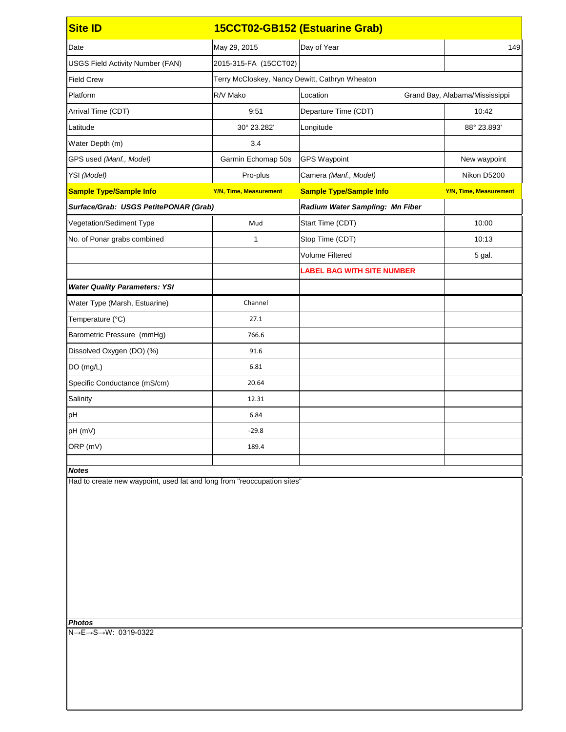| Site ID | 15CCT02-GB152 (Estuarine Grab) | | |
|---|---|---|---|
| Date | May 29, 2015 | Day of Year | 149 |
| USGS Field Activity Number (FAN) | 2015-315-FA (15CCT02) | | |
| Field Crew | Terry McCloskey, Nancy Dewitt, Cathryn Wheaton | | |
| Platform | R/V Mako | Location | Grand Bay, Alabama/Mississippi |
| Arrival Time (CDT) | 9:51 | Departure Time (CDT) | 10:42 |
| Latitude | 30° 23.282' | Longitude | 88° 23.893' |
| Water Depth (m) | 3.4 | | |
| GPS used *(Manf., Model)* | Garmin Echomap 50s | GPS Waypoint | New waypoint |
| YSI *(Model)* | Pro-plus | Camera *(Manf., Model)* | Nikon D5200 |
| **Sample Type/Sample Info** | **Y/N, Time, Measurement** | **Sample Type/Sample Info** | **Y/N, Time, Measurement** |
| ***Surface/Grab: USGS PetitePONAR (Grab)*** | | ***Radium Water Sampling: Mn Fiber*** | |
| Vegetation/Sediment Type | Mud | Start Time (CDT) | 10:00 |
| No. of Ponar grabs combined | 1 | Stop Time (CDT) | 10:13 |
| | | Volume Filtered | 5 gal. |
| | | **LABEL BAG WITH SITE NUMBER** | |
| ***Water Quality Parameters: YSI*** | | | |
| Water Type (Marsh, Estuarine) | Channel | | |
| Temperature (°C) | 27.1 | | |
| Barometric Pressure (mmHg) | 766.6 | | |
| Dissolved Oxygen (DO) (%) | 91.6 | | |
| DO (mg/L) | 6.81 | | |
| Specific Conductance (mS/cm) | 20.64 | | |
| Salinity | 12.31 | | |
| pH | 6.84 | | |
| pH (mV) | -29.8 | | |
| ORP (mV) | 189.4 | | |

***Notes***

Had to create new waypoint, used lat and long from "reoccupation sites"

***Photos***

N→E→S→W: 0319-0322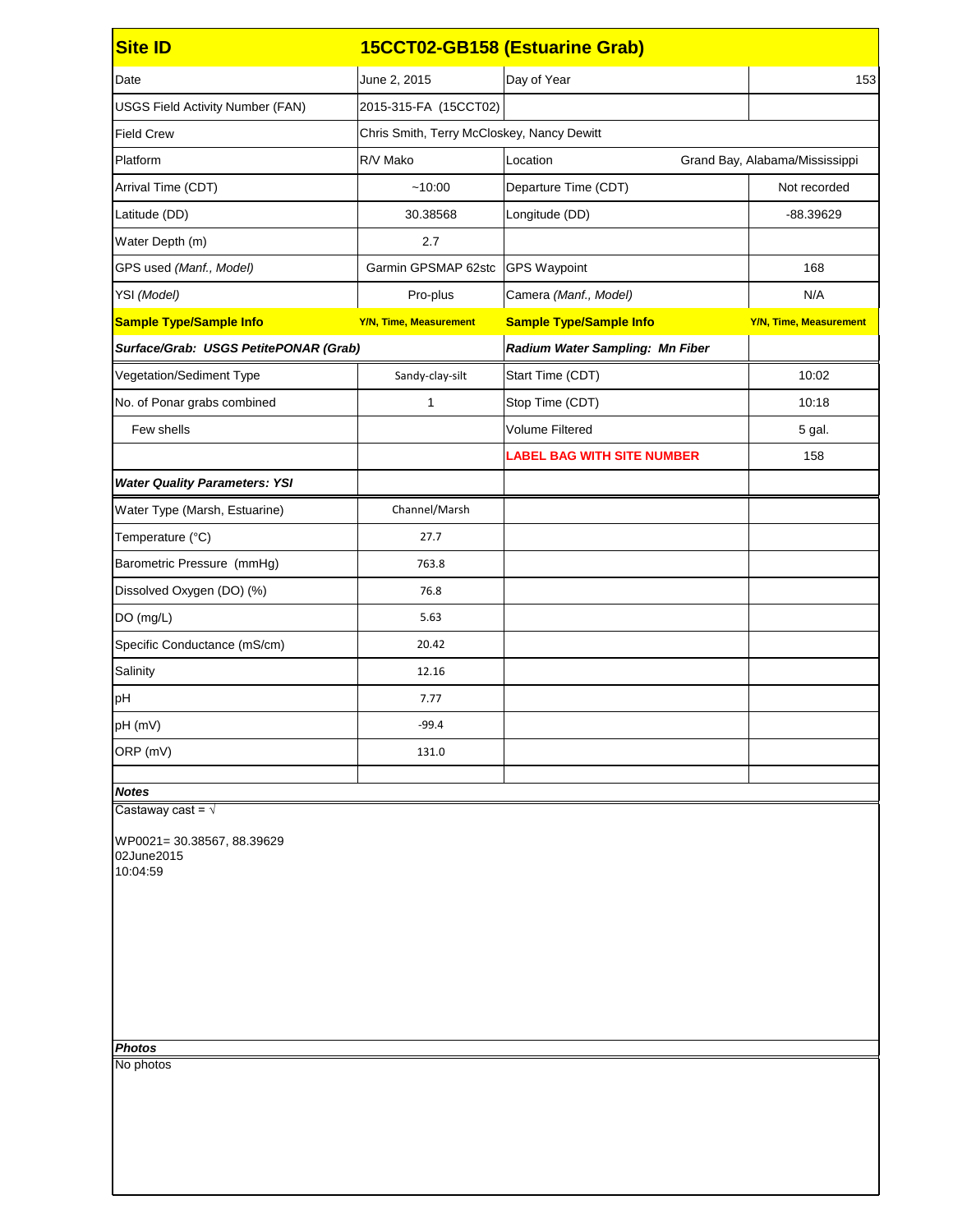| Site ID | 15CCT02-GB158 (Estuarine Grab) | | |
|---|---|---|---|
| Date | June 2, 2015 | Day of Year | 153 |
| USGS Field Activity Number (FAN) | 2015-315-FA (15CCT02) | | |
| Field Crew | Chris Smith, Terry McCloskey, Nancy Dewitt | | |
| Platform | R/V Mako | Location | Grand Bay, Alabama/Mississippi |
| Arrival Time (CDT) | ~10:00 | Departure Time (CDT) | Not recorded |
| Latitude (DD) | 30.38568 | Longitude (DD) | -88.39629 |
| Water Depth (m) | 2.7 | | |
| GPS used *(Manf., Model)* | Garmin GPSMAP 62stc | GPS Waypoint | 168 |
| YSI *(Model)* | Pro-plus | Camera *(Manf., Model)* | N/A |
| **Sample Type/Sample Info** | **Y/N, Time, Measurement** | **Sample Type/Sample Info** | **Y/N, Time, Measurement** |
| ***Surface/Grab: USGS PetitePONAR (Grab)*** | | ***Radium Water Sampling: Mn Fiber*** | |
| Vegetation/Sediment Type | Sandy-clay-silt | Start Time (CDT) | 10:02 |
| No. of Ponar grabs combined | 1 | Stop Time (CDT) | 10:18 |
| Few shells | | Volume Filtered | 5 gal. |
| | | **LABEL BAG WITH SITE NUMBER** | 158 |
| ***Water Quality Parameters: YSI*** | | | |
| Water Type (Marsh, Estuarine) | Channel/Marsh | | |
| Temperature (°C) | 27.7 | | |
| Barometric Pressure (mmHg) | 763.8 | | |
| Dissolved Oxygen (DO) (%) | 76.8 | | |
| DO (mg/L) | 5.63 | | |
| Specific Conductance (mS/cm) | 20.42 | | |
| Salinity | 12.16 | | |
| pH | 7.77 | | |
| pH (mV) | -99.4 | | |
| ORP (mV) | 131.0 | | |

***Notes***

Castaway cast = √

WP0021= 30.38567, 88.39629
02June2015
10:04:59

***Photos***

No photos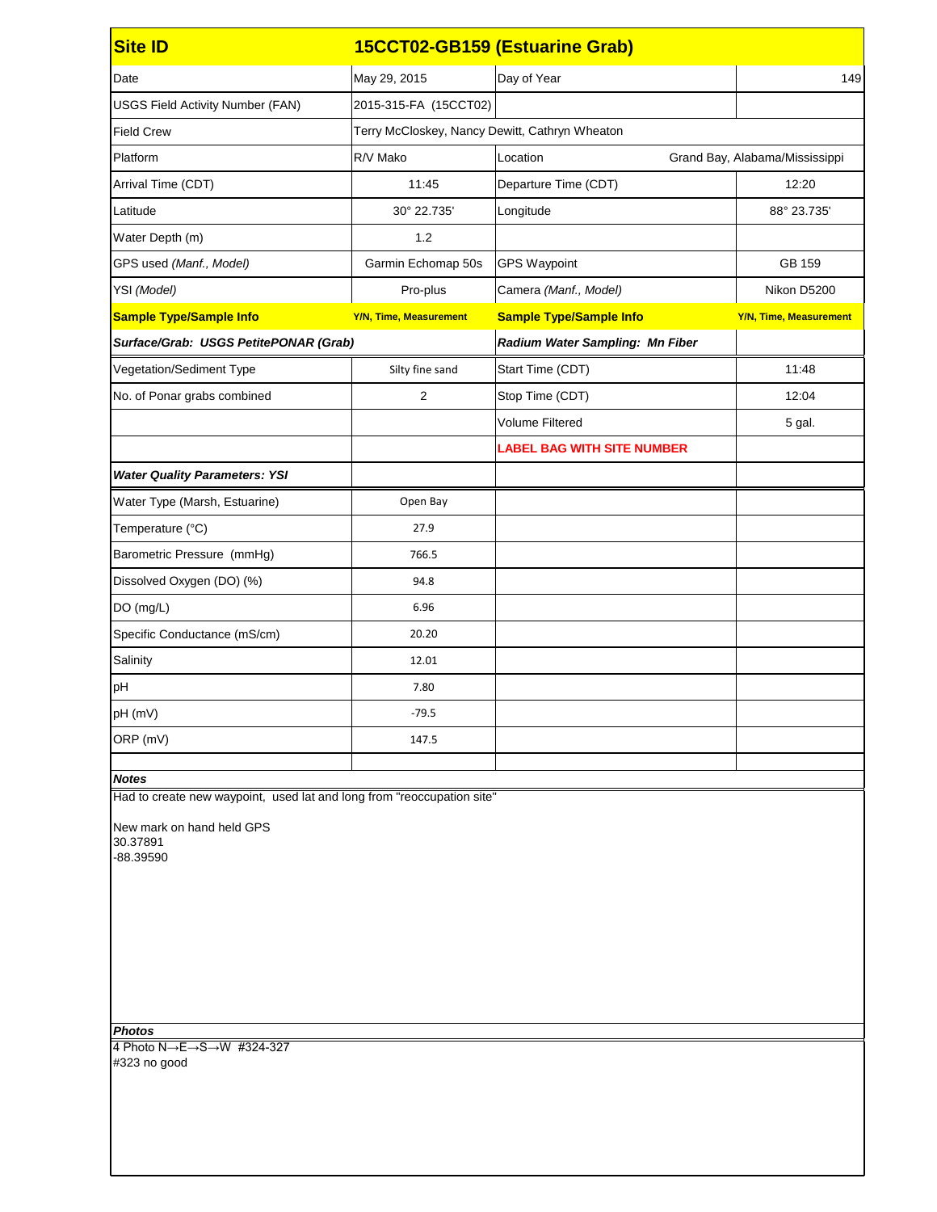| Site ID | 15CCT02-GB159 (Estuarine Grab) | | |
|---|---|---|---|
| Date | May 29, 2015 | Day of Year | 149 |
| USGS Field Activity Number (FAN) | 2015-315-FA (15CCT02) | | |
| Field Crew | Terry McCloskey, Nancy Dewitt, Cathryn Wheaton | | |
| Platform | R/V Mako | Location | Grand Bay, Alabama/Mississippi |
| Arrival Time (CDT) | 11:45 | Departure Time (CDT) | 12:20 |
| Latitude | 30° 22.735' | Longitude | 88° 23.735' |
| Water Depth (m) | 1.2 | | |
| GPS used *(Manf., Model)* | Garmin Echomap 50s | GPS Waypoint | GB 159 |
| YSI *(Model)* | Pro-plus | Camera *(Manf., Model)* | Nikon D5200 |
| **Sample Type/Sample Info** | **Y/N, Time, Measurement** | **Sample Type/Sample Info** | **Y/N, Time, Measurement** |
| ***Surface/Grab: USGS PetitePONAR (Grab)*** | | ***Radium Water Sampling: Mn Fiber*** | |
| Vegetation/Sediment Type | Silty fine sand | Start Time (CDT) | 11:48 |
| No. of Ponar grabs combined | 2 | Stop Time (CDT) | 12:04 |
| | | Volume Filtered | 5 gal. |
| | | **LABEL BAG WITH SITE NUMBER** | |
| ***Water Quality Parameters: YSI*** | | | |
| Water Type (Marsh, Estuarine) | Open Bay | | |
| Temperature (°C) | 27.9 | | |
| Barometric Pressure (mmHg) | 766.5 | | |
| Dissolved Oxygen (DO) (%) | 94.8 | | |
| DO (mg/L) | 6.96 | | |
| Specific Conductance (mS/cm) | 20.20 | | |
| Salinity | 12.01 | | |
| pH | 7.80 | | |
| pH (mV) | -79.5 | | |
| ORP (mV) | 147.5 | | |

***Notes***

Had to create new waypoint, used lat and long from "reoccupation site"

New mark on hand held GPS
30.37891
-88.39590

***Photos***

4 Photo N→E→S→W #324-327
#323 no good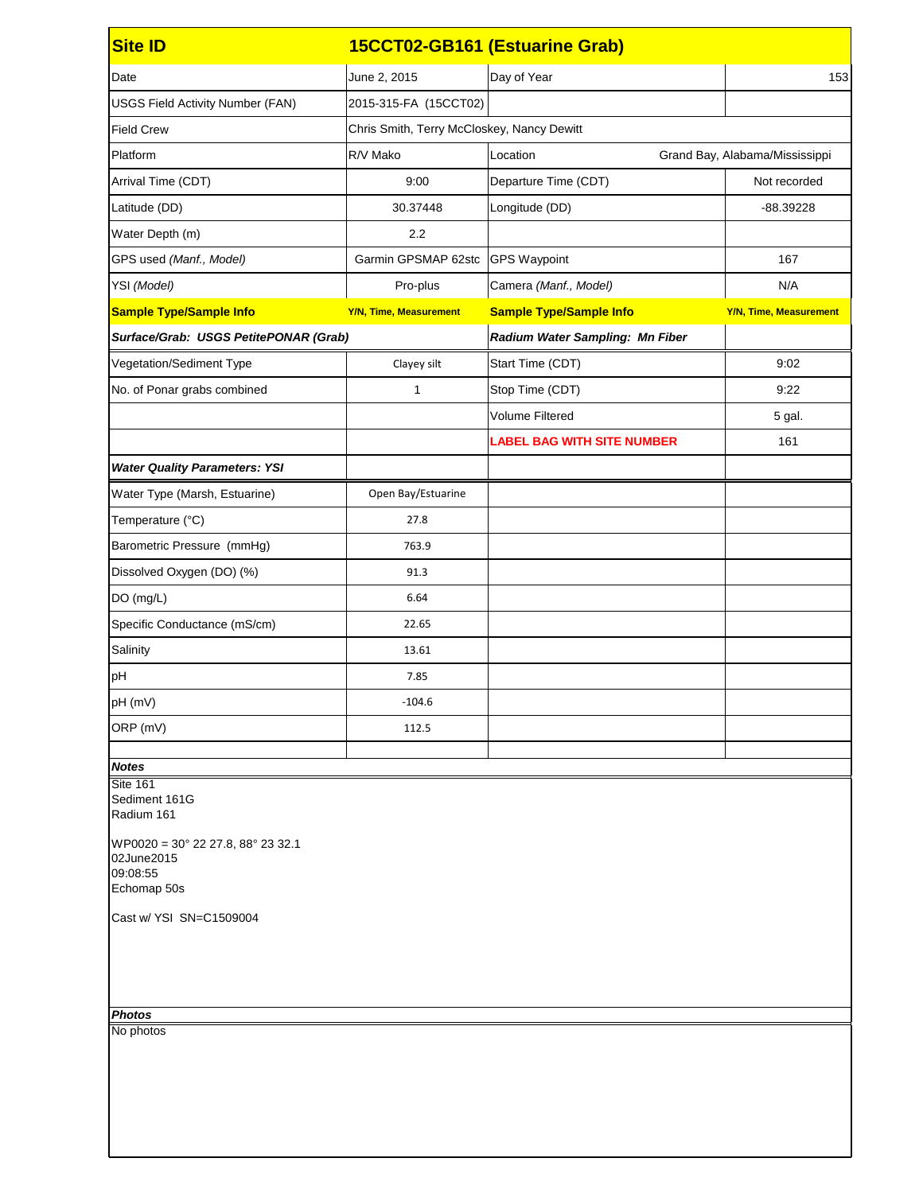| Site ID | 15CCT02-GB161 (Estuarine Grab) | | |
|---|---|---|---|
| Date | June 2, 2015 | Day of Year | 153 |
| USGS Field Activity Number (FAN) | 2015-315-FA (15CCT02) | | |
| Field Crew | Chris Smith, Terry McCloskey, Nancy Dewitt | | |
| Platform | R/V Mako | Location | Grand Bay, Alabama/Mississippi |
| Arrival Time (CDT) | 9:00 | Departure Time (CDT) | Not recorded |
| Latitude (DD) | 30.37448 | Longitude (DD) | -88.39228 |
| Water Depth (m) | 2.2 | | |
| GPS used *(Manf., Model)* | Garmin GPSMAP 62stc | GPS Waypoint | 167 |
| YSI *(Model)* | Pro-plus | Camera *(Manf., Model)* | N/A |
| **Sample Type/Sample Info** | **Y/N, Time, Measurement** | **Sample Type/Sample Info** | **Y/N, Time, Measurement** |
| ***Surface/Grab: USGS PetitePONAR (Grab)*** | | ***Radium Water Sampling: Mn Fiber*** | |
| Vegetation/Sediment Type | Clayey silt | Start Time (CDT) | 9:02 |
| No. of Ponar grabs combined | 1 | Stop Time (CDT) | 9:22 |
| | | Volume Filtered | 5 gal. |
| | | **LABEL BAG WITH SITE NUMBER** | 161 |
| ***Water Quality Parameters: YSI*** | | | |
| Water Type (Marsh, Estuarine) | Open Bay/Estuarine | | |
| Temperature (°C) | 27.8 | | |
| Barometric Pressure (mmHg) | 763.9 | | |
| Dissolved Oxygen (DO) (%) | 91.3 | | |
| DO (mg/L) | 6.64 | | |
| Specific Conductance (mS/cm) | 22.65 | | |
| Salinity | 13.61 | | |
| pH | 7.85 | | |
| pH (mV) | -104.6 | | |
| ORP (mV) | 112.5 | | |

***Notes***

Site 161
Sediment 161G
Radium 161

WP0020 = 30° 22 27.8, 88° 23 32.1
02June2015
09:08:55
Echomap 50s

Cast w/ YSI SN=C1509004

***Photos***

No photos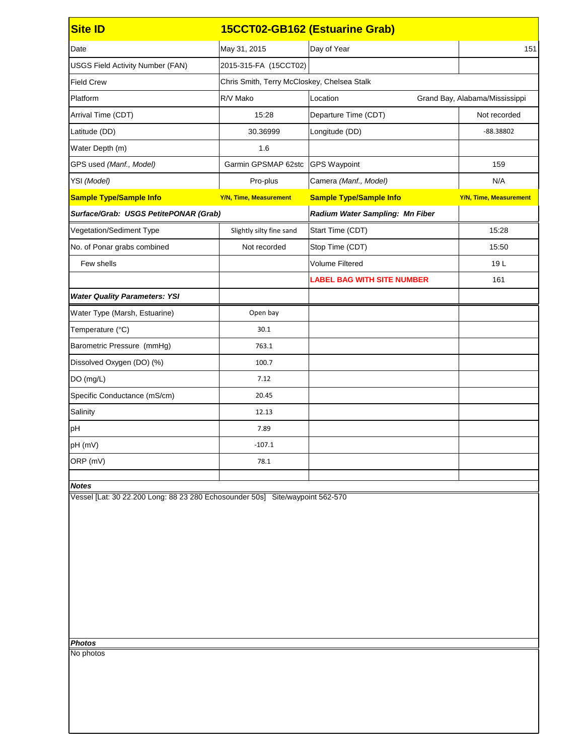| Site ID | 15CCT02-GB162 (Estuarine Grab) | | |
|---|---|---|---|
| Date | May 31, 2015 | Day of Year | 151 |
| USGS Field Activity Number (FAN) | 2015-315-FA (15CCT02) | | |
| Field Crew | Chris Smith, Terry McCloskey, Chelsea Stalk | | |
| Platform | R/V Mako | Location | Grand Bay, Alabama/Mississippi |
| Arrival Time (CDT) | 15:28 | Departure Time (CDT) | Not recorded |
| Latitude (DD) | 30.36999 | Longitude (DD) | -88.38802 |
| Water Depth (m) | 1.6 | | |
| GPS used *(Manf., Model)* | Garmin GPSMAP 62stc | GPS Waypoint | 159 |
| YSI *(Model)* | Pro-plus | Camera *(Manf., Model)* | N/A |
| **Sample Type/Sample Info** | **Y/N, Time, Measurement** | **Sample Type/Sample Info** | **Y/N, Time, Measurement** |
| ***Surface/Grab: USGS PetitePONAR (Grab)*** | | ***Radium Water Sampling: Mn Fiber*** | |
| Vegetation/Sediment Type | Slightly silty fine sand | Start Time (CDT) | 15:28 |
| No. of Ponar grabs combined | Not recorded | Stop Time (CDT) | 15:50 |
| Few shells | | Volume Filtered | 19 L |
| | | **LABEL BAG WITH SITE NUMBER** | 161 |
| ***Water Quality Parameters: YSI*** | | | |
| Water Type (Marsh, Estuarine) | Open bay | | |
| Temperature (°C) | 30.1 | | |
| Barometric Pressure (mmHg) | 763.1 | | |
| Dissolved Oxygen (DO) (%) | 100.7 | | |
| DO (mg/L) | 7.12 | | |
| Specific Conductance (mS/cm) | 20.45 | | |
| Salinity | 12.13 | | |
| pH | 7.89 | | |
| pH (mV) | -107.1 | | |
| ORP (mV) | 78.1 | | |

***Notes***

Vessel [Lat: 30 22.200 Long: 88 23 280 Echosounder 50s] Site/waypoint 562-570

***Photos***

No photos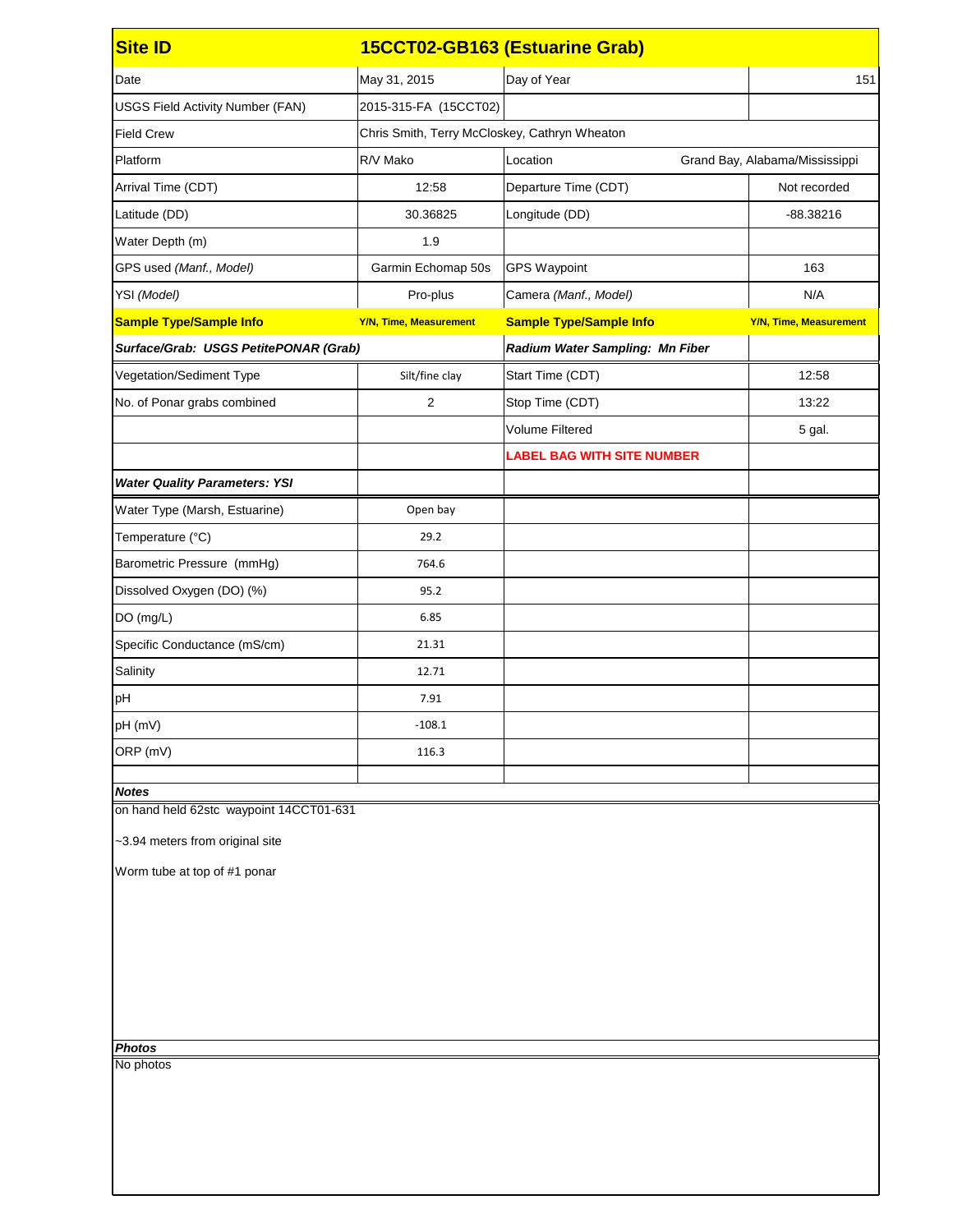| Site ID | 15CCT02-GB163 (Estuarine Grab) | | |
|---|---|---|---|
| Date | May 31, 2015 | Day of Year | 151 |
| USGS Field Activity Number (FAN) | 2015-315-FA (15CCT02) | | |
| Field Crew | Chris Smith, Terry McCloskey, Cathryn Wheaton | | |
| Platform | R/V Mako | Location | Grand Bay, Alabama/Mississippi |
| Arrival Time (CDT) | 12:58 | Departure Time (CDT) | Not recorded |
| Latitude (DD) | 30.36825 | Longitude (DD) | -88.38216 |
| Water Depth (m) | 1.9 | | |
| GPS used *(Manf., Model)* | Garmin Echomap 50s | GPS Waypoint | 163 |
| YSI *(Model)* | Pro-plus | Camera *(Manf., Model)* | N/A |
| **Sample Type/Sample Info** | **Y/N, Time, Measurement** | **Sample Type/Sample Info** | **Y/N, Time, Measurement** |
| ***Surface/Grab: USGS PetitePONAR (Grab)*** | | ***Radium Water Sampling: Mn Fiber*** | |
| Vegetation/Sediment Type | Silt/fine clay | Start Time (CDT) | 12:58 |
| No. of Ponar grabs combined | 2 | Stop Time (CDT) | 13:22 |
| | | Volume Filtered | 5 gal. |
| | | **LABEL BAG WITH SITE NUMBER** | |
| ***Water Quality Parameters: YSI*** | | | |
| Water Type (Marsh, Estuarine) | Open bay | | |
| Temperature (°C) | 29.2 | | |
| Barometric Pressure (mmHg) | 764.6 | | |
| Dissolved Oxygen (DO) (%) | 95.2 | | |
| DO (mg/L) | 6.85 | | |
| Specific Conductance (mS/cm) | 21.31 | | |
| Salinity | 12.71 | | |
| pH | 7.91 | | |
| pH (mV) | -108.1 | | |
| ORP (mV) | 116.3 | | |

***Notes***

on hand held 62stc waypoint 14CCT01-631

~3.94 meters from original site

Worm tube at top of #1 ponar

***Photos***

No photos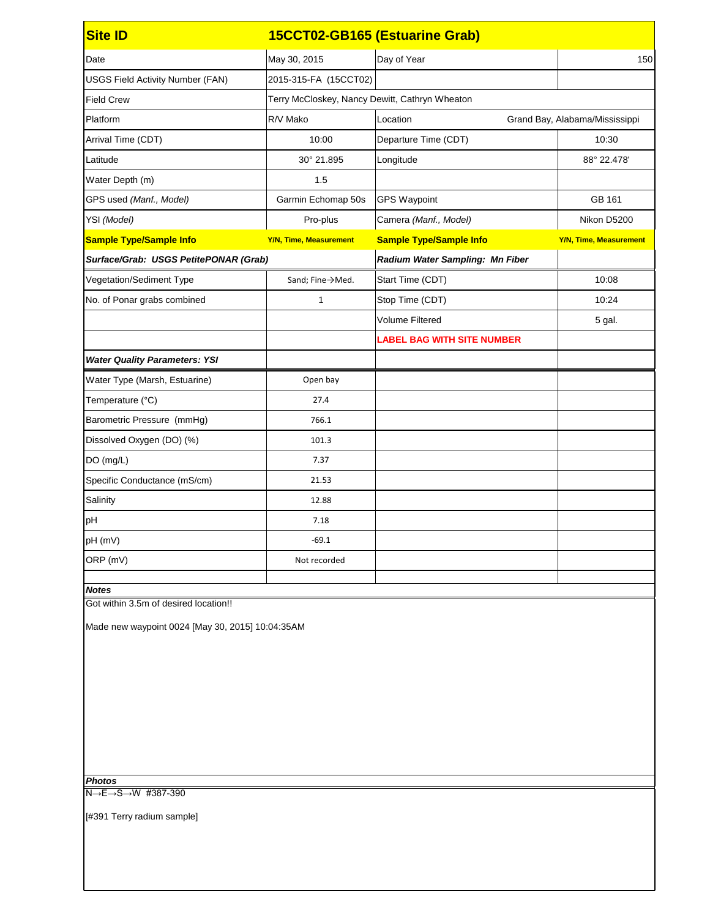| Site ID | 15CCT02-GB165 (Estuarine Grab) | | |
|---|---|---|---|
| Date | May 30, 2015 | Day of Year | 150 |
| USGS Field Activity Number (FAN) | 2015-315-FA (15CCT02) | | |
| Field Crew | Terry McCloskey, Nancy Dewitt, Cathryn Wheaton | | |
| Platform | R/V Mako | Location | Grand Bay, Alabama/Mississippi |
| Arrival Time (CDT) | 10:00 | Departure Time (CDT) | 10:30 |
| Latitude | 30° 21.895 | Longitude | 88° 22.478' |
| Water Depth (m) | 1.5 | | |
| GPS used *(Manf., Model)* | Garmin Echomap 50s | GPS Waypoint | GB 161 |
| YSI *(Model)* | Pro-plus | Camera *(Manf., Model)* | Nikon D5200 |
| **Sample Type/Sample Info** | **Y/N, Time, Measurement** | **Sample Type/Sample Info** | **Y/N, Time, Measurement** |
| ***Surface/Grab: USGS PetitePONAR (Grab)*** | | ***Radium Water Sampling: Mn Fiber*** | |
| Vegetation/Sediment Type | Sand; Fine→Med. | Start Time (CDT) | 10:08 |
| No. of Ponar grabs combined | 1 | Stop Time (CDT) | 10:24 |
| | | Volume Filtered | 5 gal. |
| | | **LABEL BAG WITH SITE NUMBER** | |
| ***Water Quality Parameters: YSI*** | | | |
| Water Type (Marsh, Estuarine) | Open bay | | |
| Temperature (°C) | 27.4 | | |
| Barometric Pressure (mmHg) | 766.1 | | |
| Dissolved Oxygen (DO) (%) | 101.3 | | |
| DO (mg/L) | 7.37 | | |
| Specific Conductance (mS/cm) | 21.53 | | |
| Salinity | 12.88 | | |
| pH | 7.18 | | |
| pH (mV) | -69.1 | | |
| ORP (mV) | Not recorded | | |

***Notes***

Got within 3.5m of desired location!!

Made new waypoint 0024 [May 30, 2015] 10:04:35AM

***Photos***

N→E→S→W #387-390

[#391 Terry radium sample]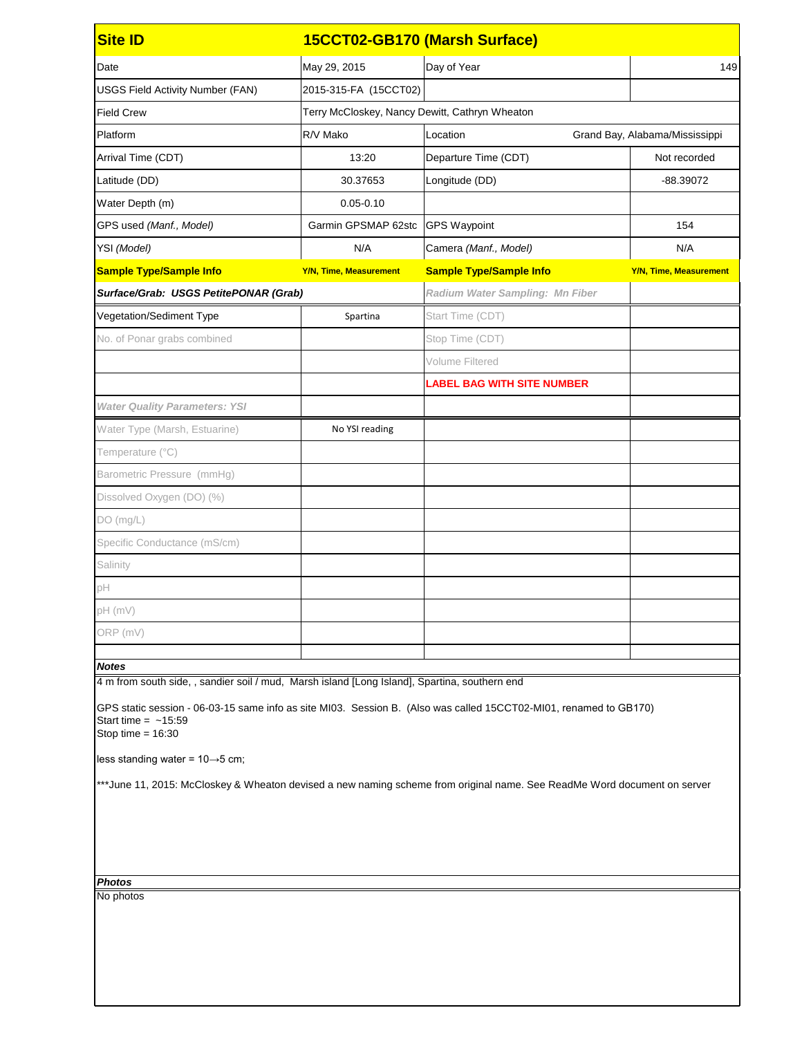| Site ID | 15CCT02-GB170 (Marsh Surface) | | |
|---|---|---|---|
| Date | May 29, 2015 | Day of Year | 149 |
| USGS Field Activity Number (FAN) | 2015-315-FA (15CCT02) | | |
| Field Crew | Terry McCloskey, Nancy Dewitt, Cathryn Wheaton | | |
| Platform | R/V Mako | Location | Grand Bay, Alabama/Mississippi |
| Arrival Time (CDT) | 13:20 | Departure Time (CDT) | Not recorded |
| Latitude (DD) | 30.37653 | Longitude (DD) | -88.39072 |
| Water Depth (m) | 0.05-0.10 | | |
| GPS used *(Manf., Model)* | Garmin GPSMAP 62stc | GPS Waypoint | 154 |
| YSI *(Model)* | N/A | Camera *(Manf., Model)* | N/A |
| **Sample Type/Sample Info** | **Y/N, Time, Measurement** | **Sample Type/Sample Info** | **Y/N, Time, Measurement** |
| ***Surface/Grab: USGS PetitePONAR (Grab)*** | | ***Radium Water Sampling: Mn Fiber*** | |
| Vegetation/Sediment Type | Spartina | Start Time (CDT) | |
| No. of Ponar grabs combined | | Stop Time (CDT) | |
| | | Volume Filtered | |
| | | **LABEL BAG WITH SITE NUMBER** | |
| ***Water Quality Parameters: YSI*** | | | |
| Water Type (Marsh, Estuarine) | No YSI reading | | |
| Temperature (°C) | | | |
| Barometric Pressure (mmHg) | | | |
| Dissolved Oxygen (DO) (%) | | | |
| DO (mg/L) | | | |
| Specific Conductance (mS/cm) | | | |
| Salinity | | | |
| pH | | | |
| pH (mV) | | | |
| ORP (mV) | | | |

***Notes***

4 m from south side, , sandier soil / mud, Marsh island [Long Island], Spartina, southern end

GPS static session - 06-03-15 same info as site MI03. Session B. (Also was called 15CCT02-MI01, renamed to GB170)
Start time = ~15:59
Stop time = 16:30

less standing water = 10→5 cm;

***June 11, 2015: McCloskey & Wheaton devised a new naming scheme from original name. See ReadMe Word document on server

***Photos***

No photos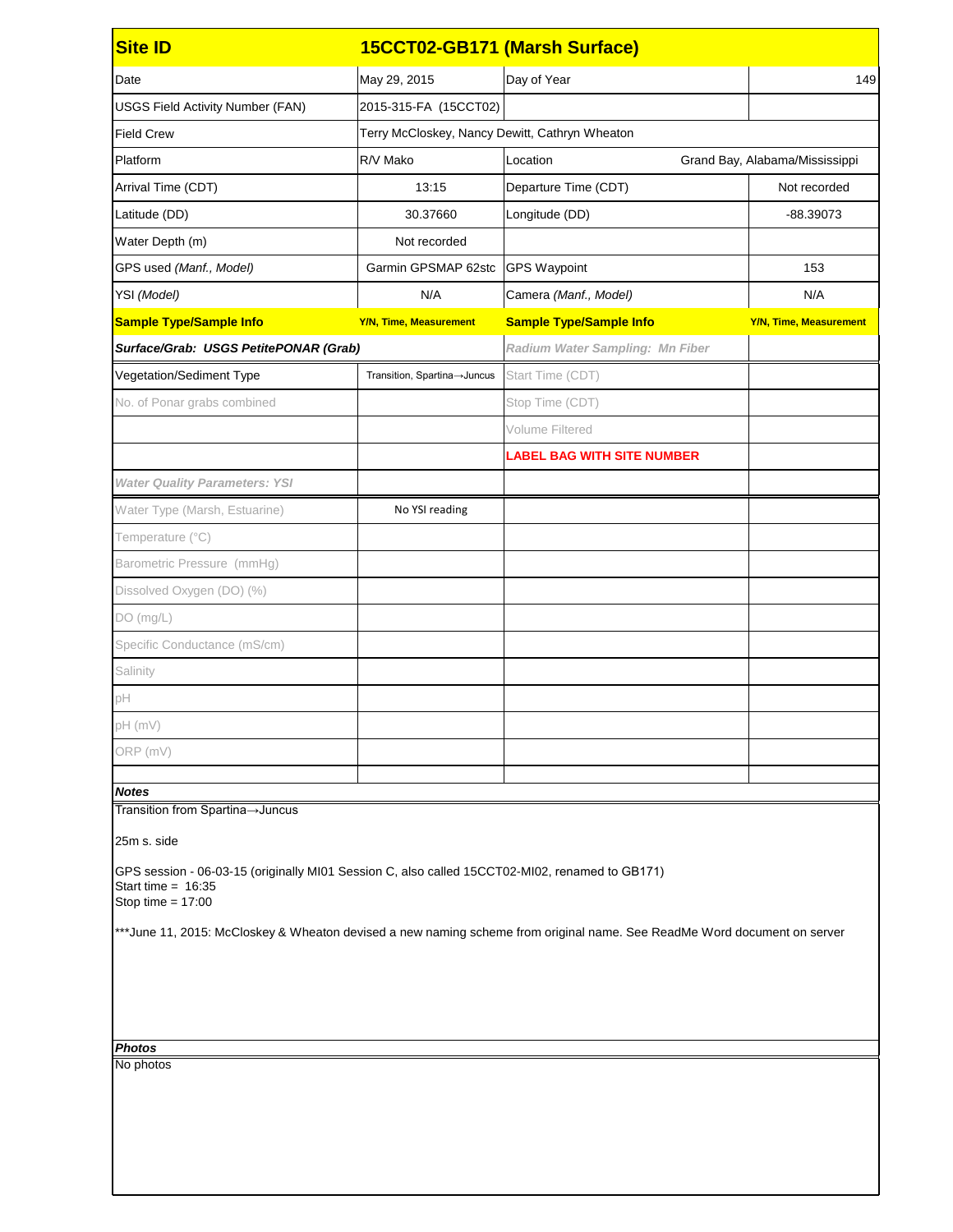| Site ID | 15CCT02-GB171 (Marsh Surface) | | |
|---|---|---|---|
| Date | May 29, 2015 | Day of Year | 149 |
| USGS Field Activity Number (FAN) | 2015-315-FA (15CCT02) | | |
| Field Crew | Terry McCloskey, Nancy Dewitt, Cathryn Wheaton | | |
| Platform | R/V Mako | Location | Grand Bay, Alabama/Mississippi |
| Arrival Time (CDT) | 13:15 | Departure Time (CDT) | Not recorded |
| Latitude (DD) | 30.37660 | Longitude (DD) | -88.39073 |
| Water Depth (m) | Not recorded | | |
| GPS used *(Manf., Model)* | Garmin GPSMAP 62stc | GPS Waypoint | 153 |
| YSI *(Model)* | N/A | Camera *(Manf., Model)* | N/A |
| **Sample Type/Sample Info** | **Y/N, Time, Measurement** | **Sample Type/Sample Info** | **Y/N, Time, Measurement** |
| ***Surface/Grab: USGS PetitePONAR (Grab)*** | | ***Radium Water Sampling: Mn Fiber*** | |
| Vegetation/Sediment Type | Transition, Spartina→Juncus | Start Time (CDT) | |
| No. of Ponar grabs combined | | Stop Time (CDT) | |
| | | Volume Filtered | |
| | | **LABEL BAG WITH SITE NUMBER** | |
| ***Water Quality Parameters: YSI*** | | | |
| Water Type (Marsh, Estuarine) | No YSI reading | | |
| Temperature (°C) | | | |
| Barometric Pressure (mmHg) | | | |
| Dissolved Oxygen (DO) (%) | | | |
| DO (mg/L) | | | |
| Specific Conductance (mS/cm) | | | |
| Salinity | | | |
| pH | | | |
| pH (mV) | | | |
| ORP (mV) | | | |

***Notes***

Transition from Spartina→Juncus

25m s. side

GPS session - 06-03-15 (originally MI01 Session C, also called 15CCT02-MI02, renamed to GB171)
Start time = 16:35
Stop time = 17:00

***June 11, 2015: McCloskey & Wheaton devised a new naming scheme from original name. See ReadMe Word document on server

***Photos***

No photos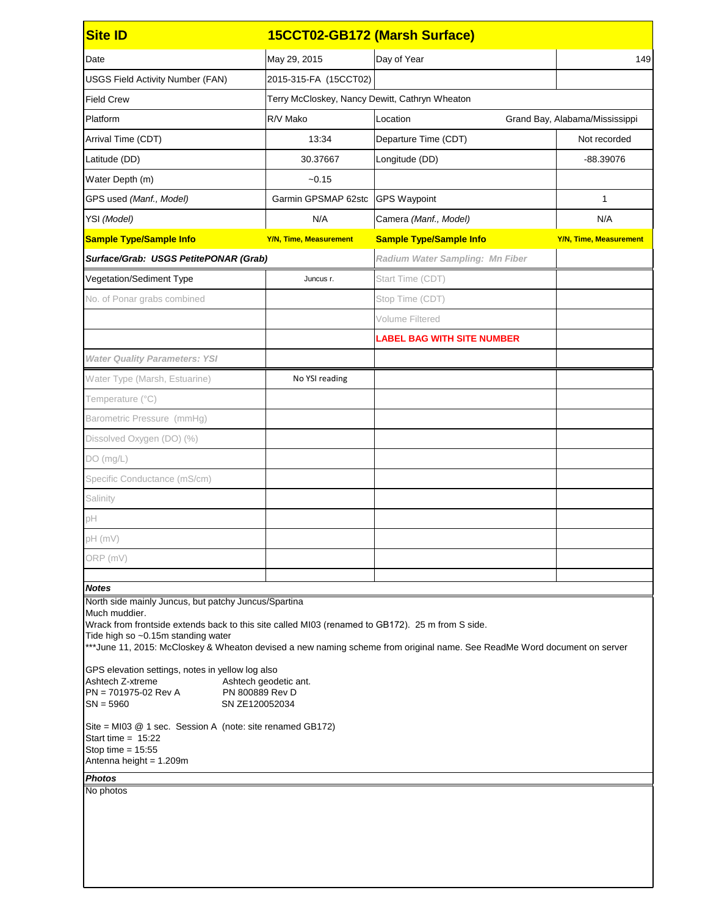| Site ID | 15CCT02-GB172 (Marsh Surface) | | |
|---|---|---|---|
| Date | May 29, 2015 | Day of Year | 149 |
| USGS Field Activity Number (FAN) | 2015-315-FA (15CCT02) | | |
| Field Crew | Terry McCloskey, Nancy Dewitt, Cathryn Wheaton | | |
| Platform | R/V Mako | Location | Grand Bay, Alabama/Mississippi |
| Arrival Time (CDT) | 13:34 | Departure Time (CDT) | Not recorded |
| Latitude (DD) | 30.37667 | Longitude (DD) | -88.39076 |
| Water Depth (m) | ~0.15 | | |
| GPS used *(Manf., Model)* | Garmin GPSMAP 62stc | GPS Waypoint | 1 |
| YSI *(Model)* | N/A | Camera *(Manf., Model)* | N/A |
| **Sample Type/Sample Info** | **Y/N, Time, Measurement** | **Sample Type/Sample Info** | **Y/N, Time, Measurement** |
| ***Surface/Grab: USGS PetitePONAR (Grab)*** | | ***Radium Water Sampling: Mn Fiber*** | |
| Vegetation/Sediment Type | Juncus r. | Start Time (CDT) | |
| No. of Ponar grabs combined | | Stop Time (CDT) | |
| | | Volume Filtered | |
| | | **LABEL BAG WITH SITE NUMBER** | |
| ***Water Quality Parameters: YSI*** | | | |
| Water Type (Marsh, Estuarine) | No YSI reading | | |
| Temperature (°C) | | | |
| Barometric Pressure (mmHg) | | | |
| Dissolved Oxygen (DO) (%) | | | |
| DO (mg/L) | | | |
| Specific Conductance (mS/cm) | | | |
| Salinity | | | |
| pH | | | |
| pH (mV) | | | |
| ORP (mV) | | | |

***Notes***

North side mainly Juncus, but patchy Juncus/Spartina
Much muddier.
Wrack from frontside extends back to this site called MI03 (renamed to GB172). 25 m from S side.
Tide high so ~0.15m standing water
***June 11, 2015: McCloskey & Wheaton devised a new naming scheme from original name. See ReadMe Word document on server

GPS elevation settings, notes in yellow log also

| | |
|---|---|
| Ashtech Z-xtreme | Ashtech geodetic ant. |
| PN = 701975-02 Rev A | PN 800889 Rev D |
| SN = 5960 | SN ZE120052034 |

Site = MI03 @ 1 sec. Session A (note: site renamed GB172)
Start time = 15:22
Stop time = 15:55
Antenna height = 1.209m

***Photos***

No photos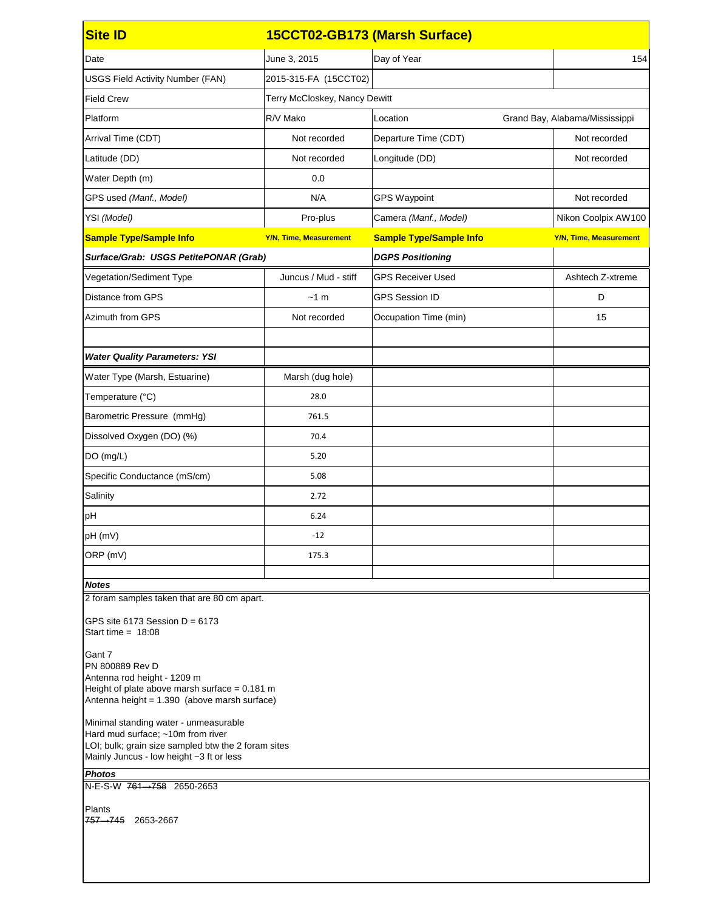| Site ID | 15CCT02-GB173 (Marsh Surface) | | |
| --- | --- | --- | --- |
| Date | June 3, 2015 | Day of Year | 154 |
| USGS Field Activity Number (FAN) | 2015-315-FA (15CCT02) | | |
| Field Crew | Terry McCloskey, Nancy Dewitt | | |
| Platform | R/V Mako | Location | Grand Bay, Alabama/Mississippi |
| Arrival Time (CDT) | Not recorded | Departure Time (CDT) | Not recorded |
| Latitude (DD) | Not recorded | Longitude (DD) | Not recorded |
| Water Depth (m) | 0.0 | | |
| GPS used *(Manf., Model)* | N/A | GPS Waypoint | Not recorded |
| YSI *(Model)* | Pro-plus | Camera *(Manf., Model)* | Nikon Coolpix AW100 |
| **Sample Type/Sample Info** | **Y/N, Time, Measurement** | **Sample Type/Sample Info** | **Y/N, Time, Measurement** |
| ***Surface/Grab: USGS PetitePONAR (Grab)*** | | ***DGPS Positioning*** | |
| Vegetation/Sediment Type | Juncus / Mud - stiff | GPS Receiver Used | Ashtech Z-xtreme |
| Distance from GPS | ~1 m | GPS Session ID | D |
| Azimuth from GPS | Not recorded | Occupation Time (min) | 15 |
| | | | |
| ***Water Quality Parameters: YSI*** | | | |
| Water Type (Marsh, Estuarine) | Marsh (dug hole) | | |
| Temperature (°C) | 28.0 | | |
| Barometric Pressure (mmHg) | 761.5 | | |
| Dissolved Oxygen (DO) (%) | 70.4 | | |
| DO (mg/L) | 5.20 | | |
| Specific Conductance (mS/cm) | 5.08 | | |
| Salinity | 2.72 | | |
| pH | 6.24 | | |
| pH (mV) | -12 | | |
| ORP (mV) | 175.3 | | |

***Notes***

2 foram samples taken that are 80 cm apart.

GPS site 6173 Session D = 6173
Start time = 18:08

Gant 7
PN 800889 Rev D
Antenna rod height - 1209 m
Height of plate above marsh surface = 0.181 m
Antenna height = 1.390 (above marsh surface)

Minimal standing water - unmeasurable
Hard mud surface; ~10m from river
LOI; bulk; grain size sampled btw the 2 foram sites
Mainly Juncus - low height ~3 ft or less

***Photos***

N-E-S-W ~~761→758~~ 2650-2653

Plants
~~757→745~~ 2653-2667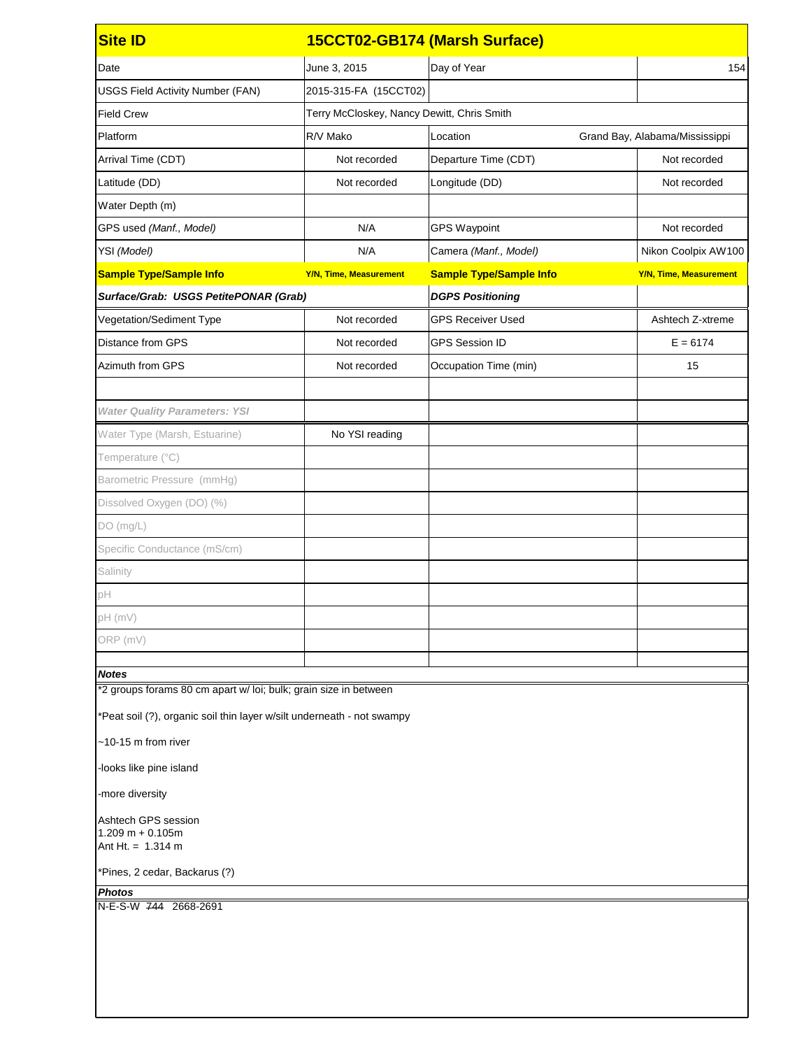| Site ID | 15CCT02-GB174 (Marsh Surface) | | |
|---|---|---|---|
| Date | June 3, 2015 | Day of Year | 154 |
| USGS Field Activity Number (FAN) | 2015-315-FA (15CCT02) | | |
| Field Crew | Terry McCloskey, Nancy Dewitt, Chris Smith | | |
| Platform | R/V Mako | Location | Grand Bay, Alabama/Mississippi |
| Arrival Time (CDT) | Not recorded | Departure Time (CDT) | Not recorded |
| Latitude (DD) | Not recorded | Longitude (DD) | Not recorded |
| Water Depth (m) | | | |
| GPS used *(Manf., Model)* | N/A | GPS Waypoint | Not recorded |
| YSI *(Model)* | N/A | Camera *(Manf., Model)* | Nikon Coolpix AW100 |
| **Sample Type/Sample Info** | **Y/N, Time, Measurement** | **Sample Type/Sample Info** | **Y/N, Time, Measurement** |
| ***Surface/Grab: USGS PetitePONAR (Grab)*** | | ***DGPS Positioning*** | |
| Vegetation/Sediment Type | Not recorded | GPS Receiver Used | Ashtech Z-xtreme |
| Distance from GPS | Not recorded | GPS Session ID | E = 6174 |
| Azimuth from GPS | Not recorded | Occupation Time (min) | 15 |
| | | | |
| ***Water Quality Parameters: YSI*** | | | |
| Water Type (Marsh, Estuarine) | No YSI reading | | |
| Temperature (°C) | | | |
| Barometric Pressure (mmHg) | | | |
| Dissolved Oxygen (DO) (%) | | | |
| DO (mg/L) | | | |
| Specific Conductance (mS/cm) | | | |
| Salinity | | | |
| pH | | | |
| pH (mV) | | | |
| ORP (mV) | | | |

***Notes***

*2 groups forams 80 cm apart w/ loi; bulk; grain size in between

*Peat soil (?), organic soil thin layer w/silt underneath - not swampy

~10-15 m from river

-looks like pine island

-more diversity

Ashtech GPS session
1.209 m + 0.105m
Ant Ht. = 1.314 m

*Pines, 2 cedar, Backarus (?)

***Photos***

N-E-S-W ~~744~~ 2668-2691